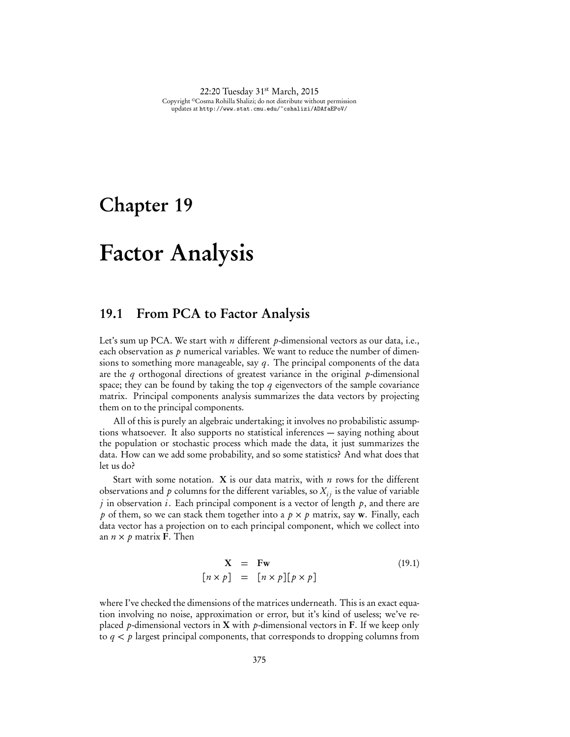# Chapter 19

# Factor Analysis

## 19.1 From PCA to Factor Analysis

Let's sum up PCA. We start with $n$ different $p$-dimensional vectors as our data, i.e., each observation as $p$ numerical variables. We want to reduce the number of dimensions to something more manageable, say $q$. The principal components of the data are the $q$ orthogonal directions of greatest variance in the original $p$-dimensional space; they can be found by taking the top $q$ eigenvectors of the sample covariance matrix. Principal components analysis summarizes the data vectors by projecting them on to the principal components.

All of this is purely an algebraic undertaking; it involves no probabilistic assumptions whatsoever. It also supports no statistical inferences — saying nothing about the population or stochastic process which made the data, it just summarizes the data. How can we add some probability, and so some statistics? And what does that let us do?

Start with some notation. $\mathbf{X}$ is our data matrix, with $n$ rows for the different observations and $p$ columns for the different variables, so $X_{ij}$ is the value of variable $j$ in observation $i$. Each principal component is a vector of length $p$, and there are $p$ of them, so we can stack them together into a $p \times p$ matrix, say $\mathbf{w}$. Finally, each data vector has a projection on to each principal component, which we collect into an $n \times p$ matrix $\mathbf{F}$. Then

$$
\begin{aligned}
\mathbf{X} &= \mathbf{F}\mathbf{w} \\
[n \times p] &= [n \times p][p \times p]
\end{aligned}
\tag{19.1}
$$

where I've checked the dimensions of the matrices underneath. This is an exact equation involving no noise, approximation or error, but it's kind of useless; we've replaced $p$-dimensional vectors in $\mathbf{X}$ with $p$-dimensional vectors in $\mathbf{F}$. If we keep only to $q < p$ largest principal components, that corresponds to dropping columns from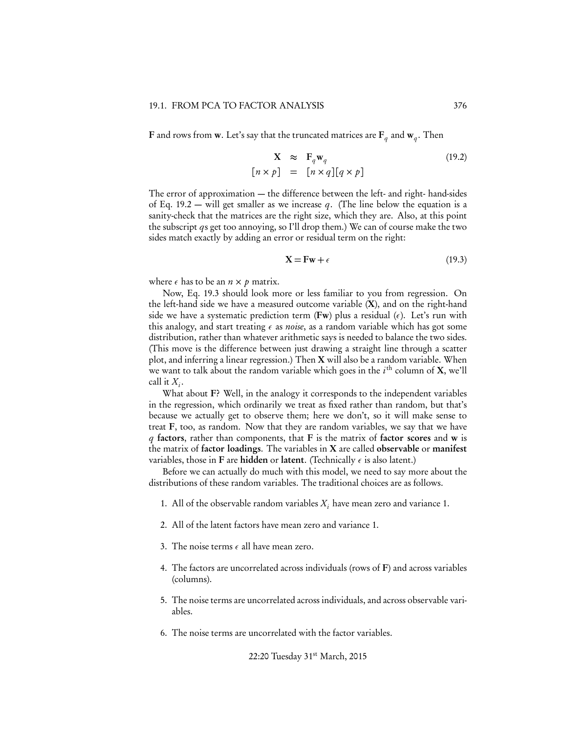**F** and rows from **w**. Let's say that the truncated matrices are $\mathbf{F}_q$ and $\mathbf{w}_q$. Then

$$
\begin{array}{rcl}
\mathbf{X} & \approx & \mathbf{F}_q \mathbf{w}_q \\
{[n \times p]} & = & [n \times q][q \times p]
\end{array} \tag{19.2}
$$

The error of approximation — the difference between the left- and right- hand-sides of Eq. 19.2 — will get smaller as we increase $q$. (The line below the equation is a sanity-check that the matrices are the right size, which they are. Also, at this point the subscript $q$s get too annoying, so I'll drop them.) We can of course make the two sides match exactly by adding an error or residual term on the right:

$$
\mathbf{X} = \mathbf{F}\mathbf{w} + \epsilon \tag{19.3}
$$

where $\epsilon$ has to be an $n \times p$ matrix.

Now, Eq. 19.3 should look more or less familiar to you from regression. On the left-hand side we have a measured outcome variable (**X**), and on the right-hand side we have a systematic prediction term (**Fw**) plus a residual ($\epsilon$). Let's run with this analogy, and start treating $\epsilon$ as *noise*, as a random variable which has got some distribution, rather than whatever arithmetic says is needed to balance the two sides. (This move is the difference between just drawing a straight line through a scatter plot, and inferring a linear regression.) Then **X** will also be a random variable. When we want to talk about the random variable which goes in the $i^{\text{th}}$ column of **X**, we'll call it $X_i$.

What about **F**? Well, in the analogy it corresponds to the independent variables in the regression, which ordinarily we treat as fixed rather than random, but that's because we actually get to observe them; here we don't, so it will make sense to treat **F**, too, as random. Now that they are random variables, we say that we have $q$ **factors**, rather than components, that **F** is the matrix of **factor scores** and **w** is the matrix of **factor loadings**. The variables in **X** are called **observable** or **manifest** variables, those in **F** are **hidden** or **latent**. (Technically $\epsilon$ is also latent.)

Before we can actually do much with this model, we need to say more about the distributions of these random variables. The traditional choices are as follows.

1. All of the observable random variables $X_i$ have mean zero and variance 1.

2. All of the latent factors have mean zero and variance 1.

3. The noise terms $\epsilon$ all have mean zero.

4. The factors are uncorrelated across individuals (rows of **F**) and across variables (columns).

5. The noise terms are uncorrelated across individuals, and across observable variables.

6. The noise terms are uncorrelated with the factor variables.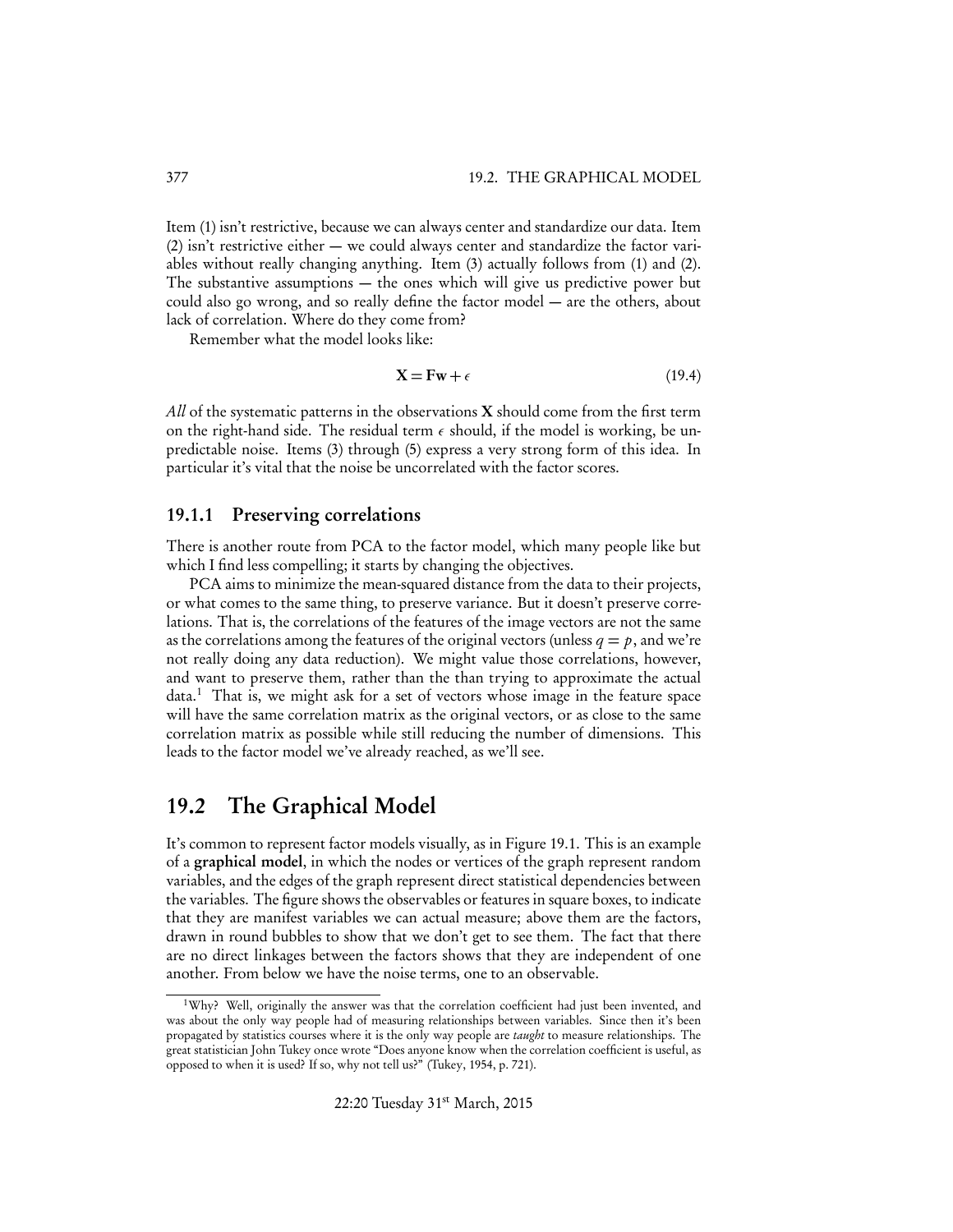Item (1) isn't restrictive, because we can always center and standardize our data. Item (2) isn't restrictive either — we could always center and standardize the factor variables without really changing anything. Item (3) actually follows from (1) and (2). The substantive assumptions — the ones which will give us predictive power but could also go wrong, and so really define the factor model — are the others, about lack of correlation. Where do they come from?

Remember what the model looks like:

$$\mathbf{X} = \mathbf{F}\mathbf{w} + \epsilon \tag{19.4}$$

*All* of the systematic patterns in the observations $\mathbf{X}$ should come from the first term on the right-hand side. The residual term $\epsilon$ should, if the model is working, be unpredictable noise. Items (3) through (5) express a very strong form of this idea. In particular it's vital that the noise be uncorrelated with the factor scores.

### 19.1.1 Preserving correlations

There is another route from PCA to the factor model, which many people like but which I find less compelling; it starts by changing the objectives.

PCA aims to minimize the mean-squared distance from the data to their projects, or what comes to the same thing, to preserve variance. But it doesn't preserve correlations. That is, the correlations of the features of the image vectors are not the same as the correlations among the features of the original vectors (unless $q = p$, and we're not really doing any data reduction). We might value those correlations, however, and want to preserve them, rather than the than trying to approximate the actual data.[1] That is, we might ask for a set of vectors whose image in the feature space will have the same correlation matrix as the original vectors, or as close to the same correlation matrix as possible while still reducing the number of dimensions. This leads to the factor model we've already reached, as we'll see.

## 19.2 The Graphical Model

It's common to represent factor models visually, as in Figure 19.1. This is an example of a **graphical model**, in which the nodes or vertices of the graph represent random variables, and the edges of the graph represent direct statistical dependencies between the variables. The figure shows the observables or features in square boxes, to indicate that they are manifest variables we can actual measure; above them are the factors, drawn in round bubbles to show that we don't get to see them. The fact that there are no direct linkages between the factors shows that they are independent of one another. From below we have the noise terms, one to an observable.

---

[1] Why? Well, originally the answer was that the correlation coefficient had just been invented, and was about the only way people had of measuring relationships between variables. Since then it's been propagated by statistics courses where it is the only way people are *taught* to measure relationships. The great statistician John Tukey once wrote "Does anyone know when the correlation coefficient is useful, as opposed to when it is used? If so, why not tell us?" (Tukey, 1954, p. 721).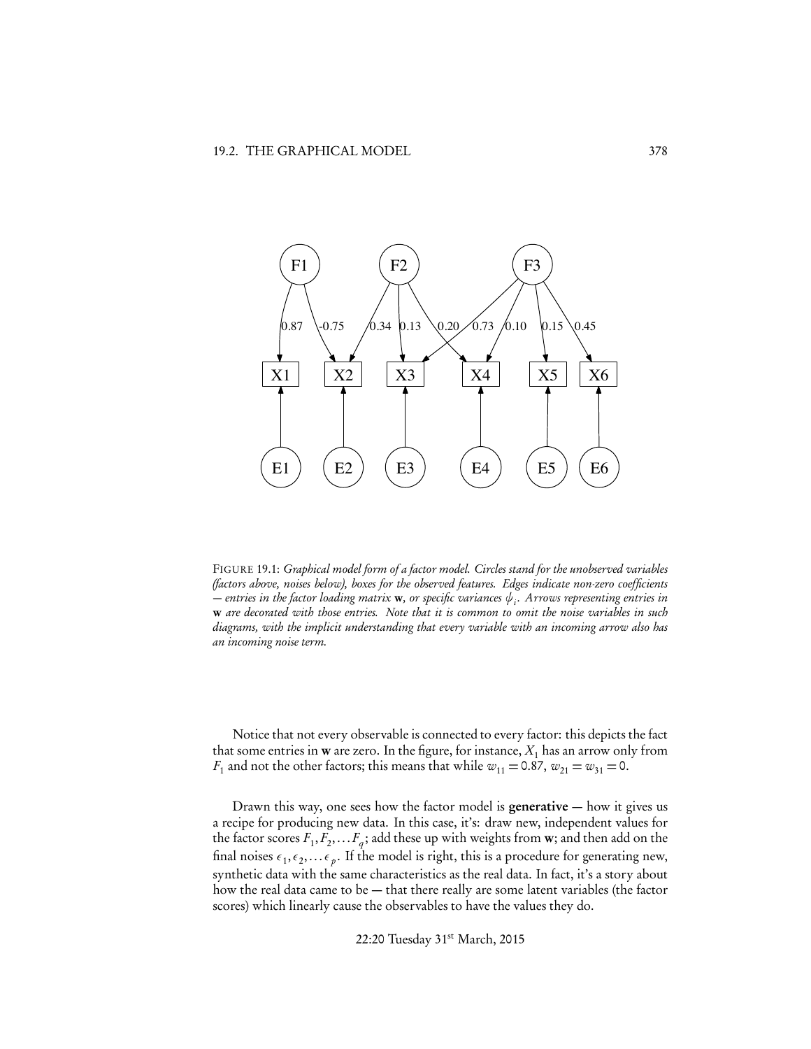FIGURE 19.1: *Graphical model form of a factor model. Circles stand for the unobserved variables (factors above, noises below), boxes for the observed features. Edges indicate non-zero coefficients — entries in the factor loading matrix* $\mathbf{w}$*, or specific variances* $\psi_i$*. Arrows representing entries in* $\mathbf{w}$ *are decorated with those entries. Note that it is common to omit the noise variables in such diagrams, with the implicit understanding that every variable with an incoming arrow also has an incoming noise term.*

Notice that not every observable is connected to every factor: this depicts the fact that some entries in $\mathbf{w}$ are zero. In the figure, for instance, $X_1$ has an arrow only from $F_1$ and not the other factors; this means that while $w_{11} = 0.87$, $w_{21} = w_{31} = 0$.

Drawn this way, one sees how the factor model is **generative** — how it gives us a recipe for producing new data. In this case, it's: draw new, independent values for the factor scores $F_1, F_2, \ldots F_q$; add these up with weights from $\mathbf{w}$; and then add on the final noises $\epsilon_1, \epsilon_2, \ldots \epsilon_p$. If the model is right, this is a procedure for generating new, synthetic data with the same characteristics as the real data. In fact, it's a story about how the real data came to be — that there really are some latent variables (the factor scores) which linearly cause the observables to have the values they do.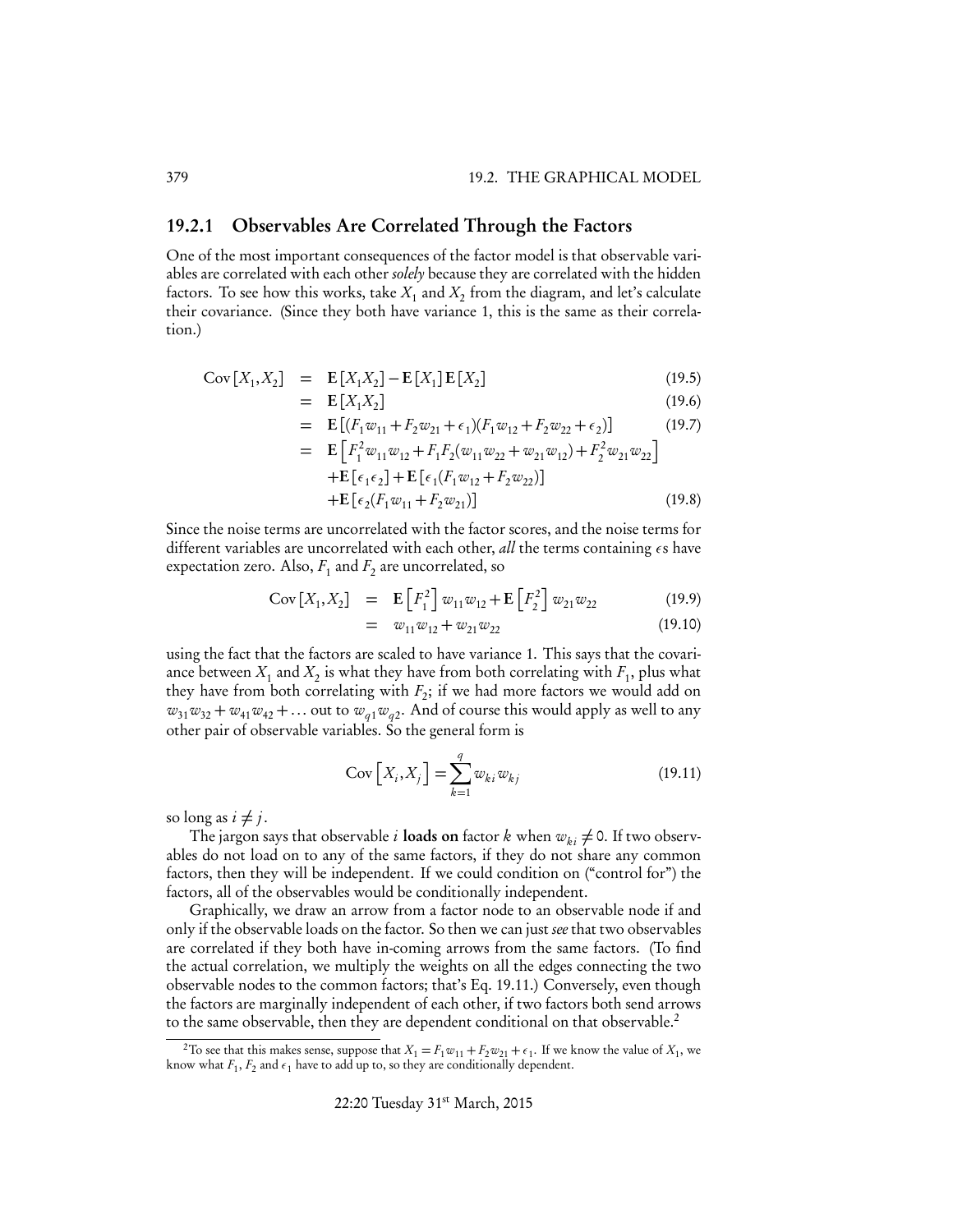### 19.2.1 Observables Are Correlated Through the Factors

One of the most important consequences of the factor model is that observable variables are correlated with each other *solely* because they are correlated with the hidden factors. To see how this works, take $X_1$ and $X_2$ from the diagram, and let's calculate their covariance. (Since they both have variance 1, this is the same as their correlation.)

$$
\begin{aligned}
\mathrm{Cov}[X_1, X_2] &= \mathbf{E}[X_1 X_2] - \mathbf{E}[X_1]\mathbf{E}[X_2] &(19.5)\\
&= \mathbf{E}[X_1 X_2] &(19.6)\\
&= \mathbf{E}[(F_1 w_{11} + F_2 w_{21} + \epsilon_1)(F_1 w_{12} + F_2 w_{22} + \epsilon_2)] &(19.7)\\
&= \mathbf{E}\left[F_1^2 w_{11} w_{12} + F_1 F_2 (w_{11} w_{22} + w_{21} w_{12}) + F_2^2 w_{21} w_{22}\right] \\
&\quad + \mathbf{E}[\epsilon_1 \epsilon_2] + \mathbf{E}[\epsilon_1 (F_1 w_{12} + F_2 w_{22})] \\
&\quad + \mathbf{E}[\epsilon_2 (F_1 w_{11} + F_2 w_{21})] &(19.8)
\end{aligned}
$$

Since the noise terms are uncorrelated with the factor scores, and the noise terms for different variables are uncorrelated with each other, *all* the terms containing $\epsilon$s have expectation zero. Also, $F_1$ and $F_2$ are uncorrelated, so

$$
\begin{aligned}
\mathrm{Cov}[X_1, X_2] &= \mathbf{E}\left[F_1^2\right] w_{11} w_{12} + \mathbf{E}\left[F_2^2\right] w_{21} w_{22} &(19.9)\\
&= w_{11} w_{12} + w_{21} w_{22} &(19.10)
\end{aligned}
$$

using the fact that the factors are scaled to have variance 1. This says that the covariance between $X_1$ and $X_2$ is what they have from both correlating with $F_1$, plus what they have from both correlating with $F_2$; if we had more factors we would add on $w_{31} w_{32} + w_{41} w_{42} + \ldots$ out to $w_{q1} w_{q2}$. And of course this would apply as well to any other pair of observable variables. So the general form is

$$
\mathrm{Cov}\left[X_i, X_j\right] = \sum_{k=1}^{q} w_{ki} w_{kj} \tag{19.11}
$$

so long as $i \neq j$.

The jargon says that observable $i$ **loads on** factor $k$ when $w_{ki} \neq 0$. If two observables do not load on to any of the same factors, if they do not share any common factors, then they will be independent. If we could condition on ("control for") the factors, all of the observables would be conditionally independent.

Graphically, we draw an arrow from a factor node to an observable node if and only if the observable loads on the factor. So then we can just *see* that two observables are correlated if they both have in-coming arrows from the same factors. (To find the actual correlation, we multiply the weights on all the edges connecting the two observable nodes to the common factors; that's Eq. 19.11.) Conversely, even though the factors are marginally independent of each other, if two factors both send arrows to the same observable, then they are dependent conditional on that observable.[2]

[2] To see that this makes sense, suppose that $X_1 = F_1 w_{11} + F_2 w_{21} + \epsilon_1$. If we know the value of $X_1$, we know what $F_1$, $F_2$ and $\epsilon_1$ have to add up to, so they are conditionally dependent.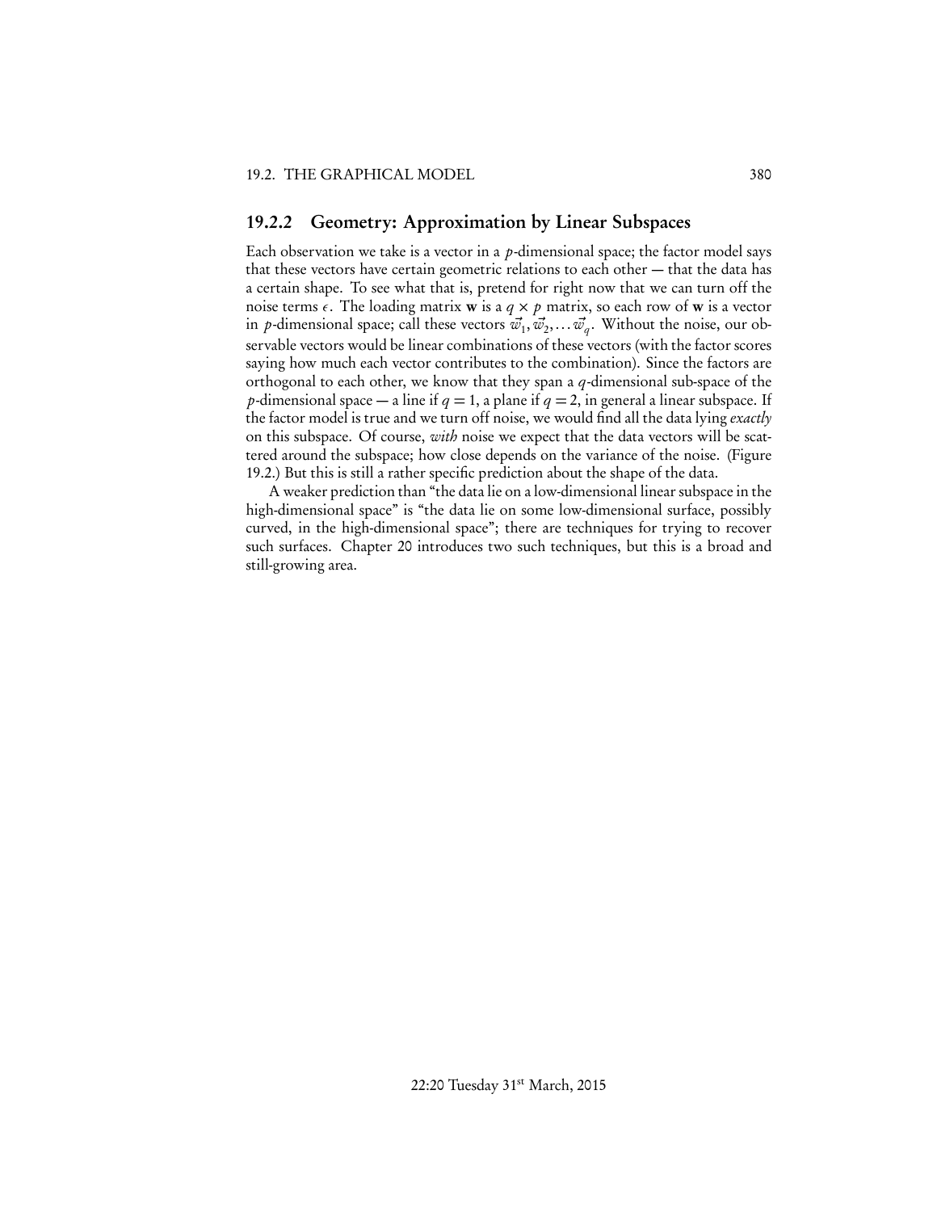### 19.2.2 Geometry: Approximation by Linear Subspaces

Each observation we take is a vector in a $p$-dimensional space; the factor model says that these vectors have certain geometric relations to each other — that the data has a certain shape. To see what that is, pretend for right now that we can turn off the noise terms $\epsilon$. The loading matrix $\mathbf{w}$ is a $q \times p$ matrix, so each row of $\mathbf{w}$ is a vector in $p$-dimensional space; call these vectors $\vec{w}_1, \vec{w}_2, \ldots \vec{w}_q$. Without the noise, our observable vectors would be linear combinations of these vectors (with the factor scores saying how much each vector contributes to the combination). Since the factors are orthogonal to each other, we know that they span a $q$-dimensional sub-space of the $p$-dimensional space — a line if $q = 1$, a plane if $q = 2$, in general a linear subspace. If the factor model is true and we turn off noise, we would find all the data lying *exactly* on this subspace. Of course, *with* noise we expect that the data vectors will be scattered around the subspace; how close depends on the variance of the noise. (Figure 19.2.) But this is still a rather specific prediction about the shape of the data.

A weaker prediction than "the data lie on a low-dimensional linear subspace in the high-dimensional space" is "the data lie on some low-dimensional surface, possibly curved, in the high-dimensional space"; there are techniques for trying to recover such surfaces. Chapter 20 introduces two such techniques, but this is a broad and still-growing area.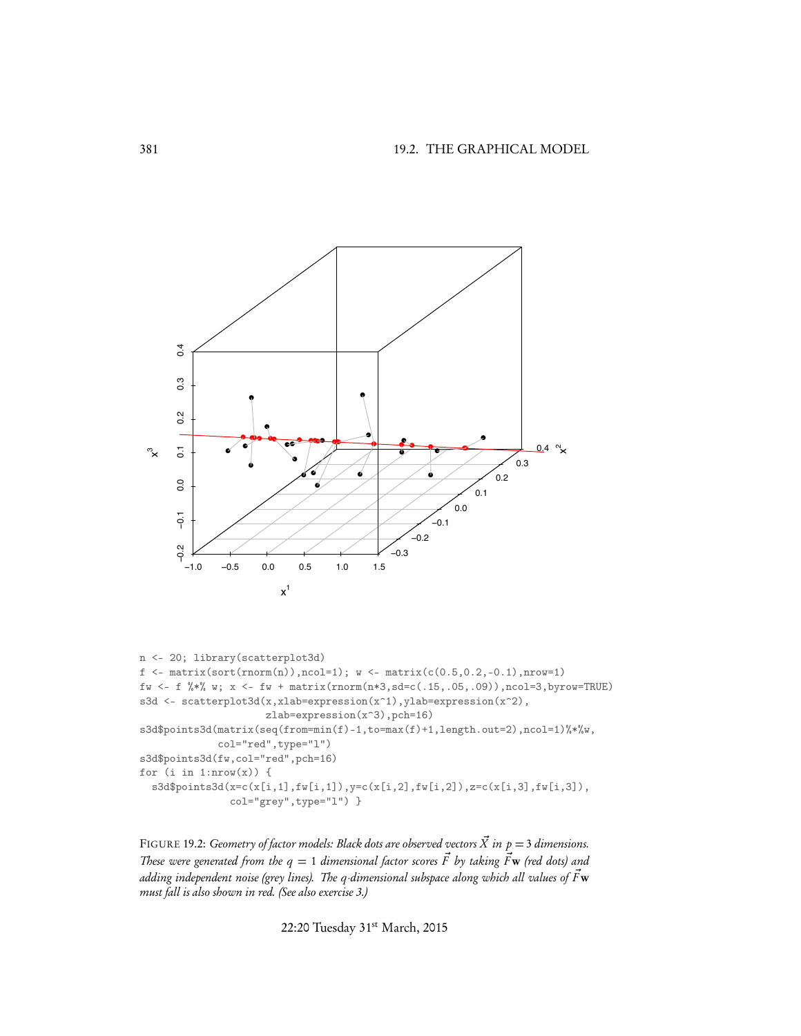```
n <- 20; library(scatterplot3d)
f <- matrix(sort(rnorm(n)),ncol=1); w <- matrix(c(0.5,0.2,-0.1),nrow=1)
fw <- f %*% w; x <- fw + matrix(rnorm(n*3,sd=c(.15,.05,.09)),ncol=3,byrow=TRUE)
s3d <- scatterplot3d(x,xlab=expression(x^1),ylab=expression(x^2),
                     zlab=expression(x^3),pch=16)
s3d$points3d(matrix(seq(from=min(f)-1,to=max(f)+1,length.out=2),ncol=1)%*%w,
             col="red",type="l")
s3d$points3d(fw,col="red",pch=16)
for (i in 1:nrow(x)) {
  s3d$points3d(x=c(x[i,1],fw[i,1]),y=c(x[i,2],fw[i,2]),z=c(x[i,3],fw[i,3]),
               col="grey",type="l") }
```

FIGURE 19.2: *Geometry of factor models: Black dots are observed vectors $\vec{X}$ in $p = 3$ dimensions. These were generated from the $q = 1$ dimensional factor scores $\vec{F}$ by taking $\vec{F}\mathbf{w}$ (red dots) and adding independent noise (grey lines). The $q$-dimensional subspace along which all values of $\vec{F}\mathbf{w}$ must fall is also shown in red. (See also exercise 3.)*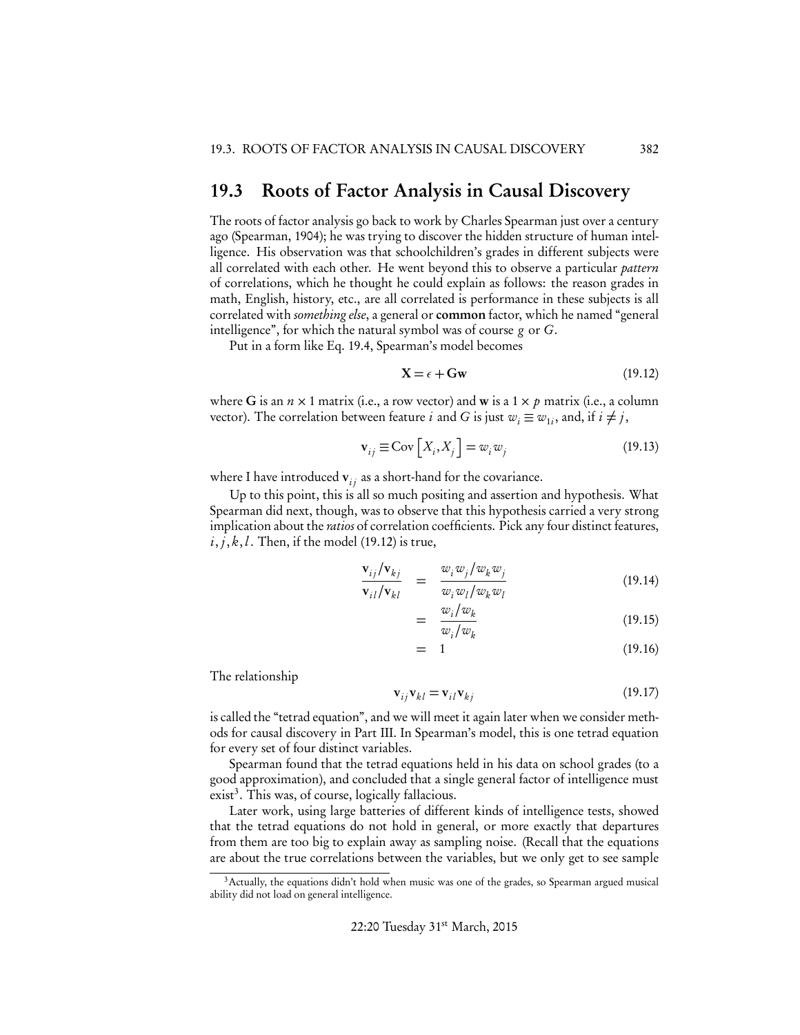## 19.3 Roots of Factor Analysis in Causal Discovery

The roots of factor analysis go back to work by Charles Spearman just over a century ago (Spearman, 1904); he was trying to discover the hidden structure of human intelligence. His observation was that schoolchildren's grades in different subjects were all correlated with each other. He went beyond this to observe a particular *pattern* of correlations, which he thought he could explain as follows: the reason grades in math, English, history, etc., are all correlated is performance in these subjects is all correlated with *something else*, a general or **common** factor, which he named "general intelligence", for which the natural symbol was of course $g$ or $G$.

Put in a form like Eq. 19.4, Spearman's model becomes

$$\mathbf{X} = \epsilon + \mathbf{G}\mathbf{w} \tag{19.12}$$

where $\mathbf{G}$ is an $n \times 1$ matrix (i.e., a row vector) and $\mathbf{w}$ is a $1 \times p$ matrix (i.e., a column vector). The correlation between feature $i$ and $G$ is just $w_i \equiv w_{1i}$, and, if $i \neq j$,

$$\mathbf{v}_{ij} \equiv \text{Cov}\left[X_i, X_j\right] = w_i w_j \tag{19.13}$$

where I have introduced $\mathbf{v}_{ij}$ as a short-hand for the covariance.

Up to this point, this is all so much positing and assertion and hypothesis. What Spearman did next, though, was to observe that this hypothesis carried a very strong implication about the *ratios* of correlation coefficients. Pick any four distinct features, $i, j, k, l$. Then, if the model (19.12) is true,

$$\frac{\mathbf{v}_{ij}/\mathbf{v}_{kj}}{\mathbf{v}_{il}/\mathbf{v}_{kl}} = \frac{w_i w_j / w_k w_j}{w_i w_l / w_k w_l} \tag{19.14}$$

$$= \frac{w_i / w_k}{w_i / w_k} \tag{19.15}$$

$$= 1 \tag{19.16}$$

The relationship

$$\mathbf{v}_{ij}\mathbf{v}_{kl} = \mathbf{v}_{il}\mathbf{v}_{kj} \tag{19.17}$$

is called the "tetrad equation", and we will meet it again later when we consider methods for causal discovery in Part III. In Spearman's model, this is one tetrad equation for every set of four distinct variables.

Spearman found that the tetrad equations held in his data on school grades (to a good approximation), and concluded that a single general factor of intelligence must exist[3]. This was, of course, logically fallacious.

Later work, using large batteries of different kinds of intelligence tests, showed that the tetrad equations do not hold in general, or more exactly that departures from them are too big to explain away as sampling noise. (Recall that the equations are about the true correlations between the variables, but we only get to see sample

[3] Actually, the equations didn't hold when music was one of the grades, so Spearman argued musical ability did not load on general intelligence.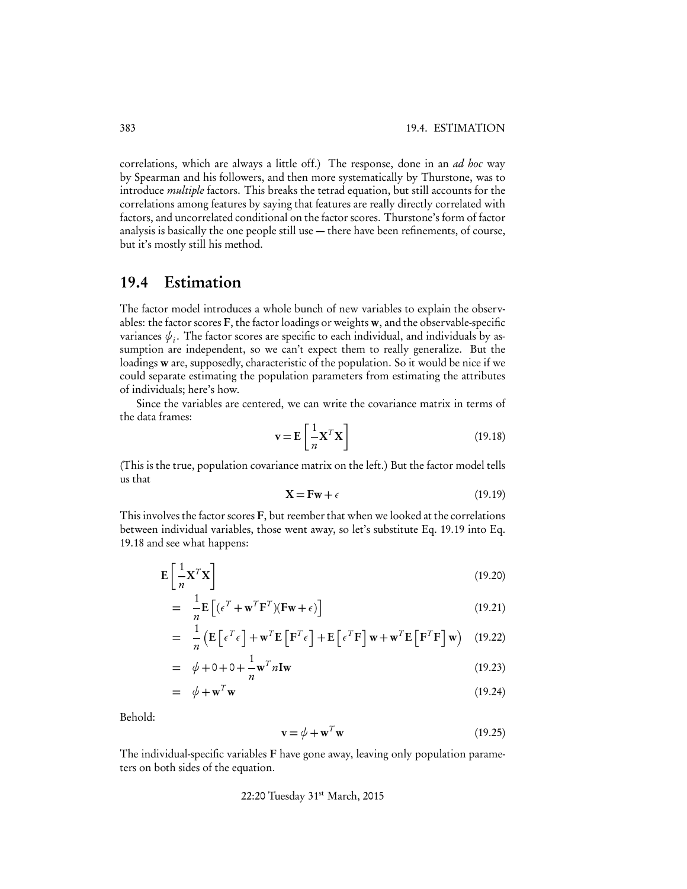correlations, which are always a little off.) The response, done in an *ad hoc* way by Spearman and his followers, and then more systematically by Thurstone, was to introduce *multiple* factors. This breaks the tetrad equation, but still accounts for the correlations among features by saying that features are really directly correlated with factors, and uncorrelated conditional on the factor scores. Thurstone's form of factor analysis is basically the one people still use — there have been refinements, of course, but it's mostly still his method.

## 19.4 Estimation

The factor model introduces a whole bunch of new variables to explain the observables: the factor scores $\mathbf{F}$, the factor loadings or weights $\mathbf{w}$, and the observable-specific variances $\psi_i$. The factor scores are specific to each individual, and individuals by assumption are independent, so we can't expect them to really generalize. But the loadings $\mathbf{w}$ are, supposedly, characteristic of the population. So it would be nice if we could separate estimating the population parameters from estimating the attributes of individuals; here's how.

Since the variables are centered, we can write the covariance matrix in terms of the data frames:

$$\mathbf{v} = \mathbf{E}\left[\frac{1}{n}\mathbf{X}^T\mathbf{X}\right] \tag{19.18}$$

(This is the true, population covariance matrix on the left.) But the factor model tells us that

$$\mathbf{X} = \mathbf{F}\mathbf{w} + \epsilon \tag{19.19}$$

This involves the factor scores $\mathbf{F}$, but reember that when we looked at the correlations between individual variables, those went away, so let's substitute Eq. 19.19 into Eq. 19.18 and see what happens:

$$\mathbf{E}\left[\frac{1}{n}\mathbf{X}^T\mathbf{X}\right] \tag{19.20}$$

$$= \frac{1}{n}\mathbf{E}\left[(\epsilon^T + \mathbf{w}^T\mathbf{F}^T)(\mathbf{F}\mathbf{w} + \epsilon)\right] \tag{19.21}$$

$$= \frac{1}{n}\left(\mathbf{E}\left[\epsilon^T\epsilon\right] + \mathbf{w}^T\mathbf{E}\left[\mathbf{F}^T\epsilon\right] + \mathbf{E}\left[\epsilon^T\mathbf{F}\right]\mathbf{w} + \mathbf{w}^T\mathbf{E}\left[\mathbf{F}^T\mathbf{F}\right]\mathbf{w}\right) \tag{19.22}$$

$$= \psi + 0 + 0 + \frac{1}{n}\mathbf{w}^T n\mathbf{I}\mathbf{w} \tag{19.23}$$

$$= \psi + \mathbf{w}^T\mathbf{w} \tag{19.24}$$

Behold:

$$\mathbf{v} = \psi + \mathbf{w}^T\mathbf{w} \tag{19.25}$$

The individual-specific variables $\mathbf{F}$ have gone away, leaving only population parameters on both sides of the equation.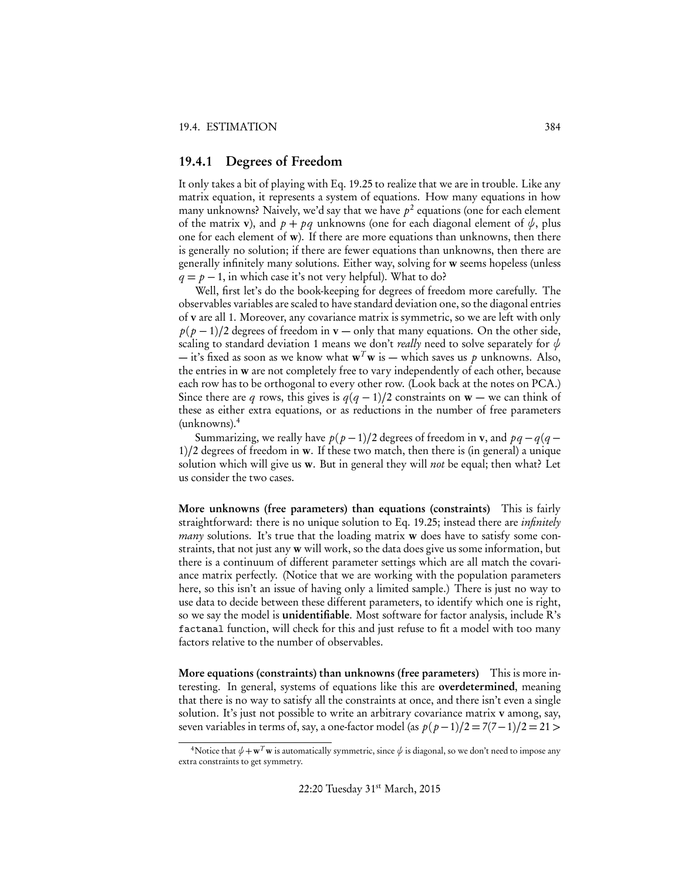### 19.4.1 Degrees of Freedom

It only takes a bit of playing with Eq. 19.25 to realize that we are in trouble. Like any matrix equation, it represents a system of equations. How many equations in how many unknowns? Naively, we'd say that we have $p^2$ equations (one for each element of the matrix $\mathbf{v}$), and $p + pq$ unknowns (one for each diagonal element of $\psi$, plus one for each element of $\mathbf{w}$). If there are more equations than unknowns, then there is generally no solution; if there are fewer equations than unknowns, then there are generally infinitely many solutions. Either way, solving for $\mathbf{w}$ seems hopeless (unless $q = p - 1$, in which case it's not very helpful). What to do?

Well, first let's do the book-keeping for degrees of freedom more carefully. The observables variables are scaled to have standard deviation one, so the diagonal entries of $\mathbf{v}$ are all 1. Moreover, any covariance matrix is symmetric, so we are left with only $p(p-1)/2$ degrees of freedom in $\mathbf{v}$ — only that many equations. On the other side, scaling to standard deviation 1 means we don't *really* need to solve separately for $\psi$ — it's fixed as soon as we know what $\mathbf{w}^T\mathbf{w}$ is — which saves us $p$ unknowns. Also, the entries in $\mathbf{w}$ are not completely free to vary independently of each other, because each row has to be orthogonal to every other row. (Look back at the notes on PCA.) Since there are $q$ rows, this gives is $q(q-1)/2$ constraints on $\mathbf{w}$ — we can think of these as either extra equations, or as reductions in the number of free parameters (unknowns).[4]

Summarizing, we really have $p(p-1)/2$ degrees of freedom in $\mathbf{v}$, and $pq - q(q-1)/2$ degrees of freedom in $\mathbf{w}$. If these two match, then there is (in general) a unique solution which will give us $\mathbf{w}$. But in general they will *not* be equal; then what? Let us consider the two cases.

**More unknowns (free parameters) than equations (constraints)** This is fairly straightforward: there is no unique solution to Eq. 19.25; instead there are *infinitely many* solutions. It's true that the loading matrix $\mathbf{w}$ does have to satisfy some constraints, that not just any $\mathbf{w}$ will work, so the data does give us some information, but there is a continuum of different parameter settings which are all match the covariance matrix perfectly. (Notice that we are working with the population parameters here, so this isn't an issue of having only a limited sample.) There is just no way to use data to decide between these different parameters, to identify which one is right, so we say the model is **unidentifiable**. Most software for factor analysis, include R's `factanal` function, will check for this and just refuse to fit a model with too many factors relative to the number of observables.

**More equations (constraints) than unknowns (free parameters)** This is more interesting. In general, systems of equations like this are **overdetermined**, meaning that there is no way to satisfy all the constraints at once, and there isn't even a single solution. It's just not possible to write an arbitrary covariance matrix $\mathbf{v}$ among, say, seven variables in terms of, say, a one-factor model (as $p(p-1)/2 = 7(7-1)/2 = 21 >$

[4] Notice that $\psi + \mathbf{w}^T\mathbf{w}$ is automatically symmetric, since $\psi$ is diagonal, so we don't need to impose any extra constraints to get symmetry.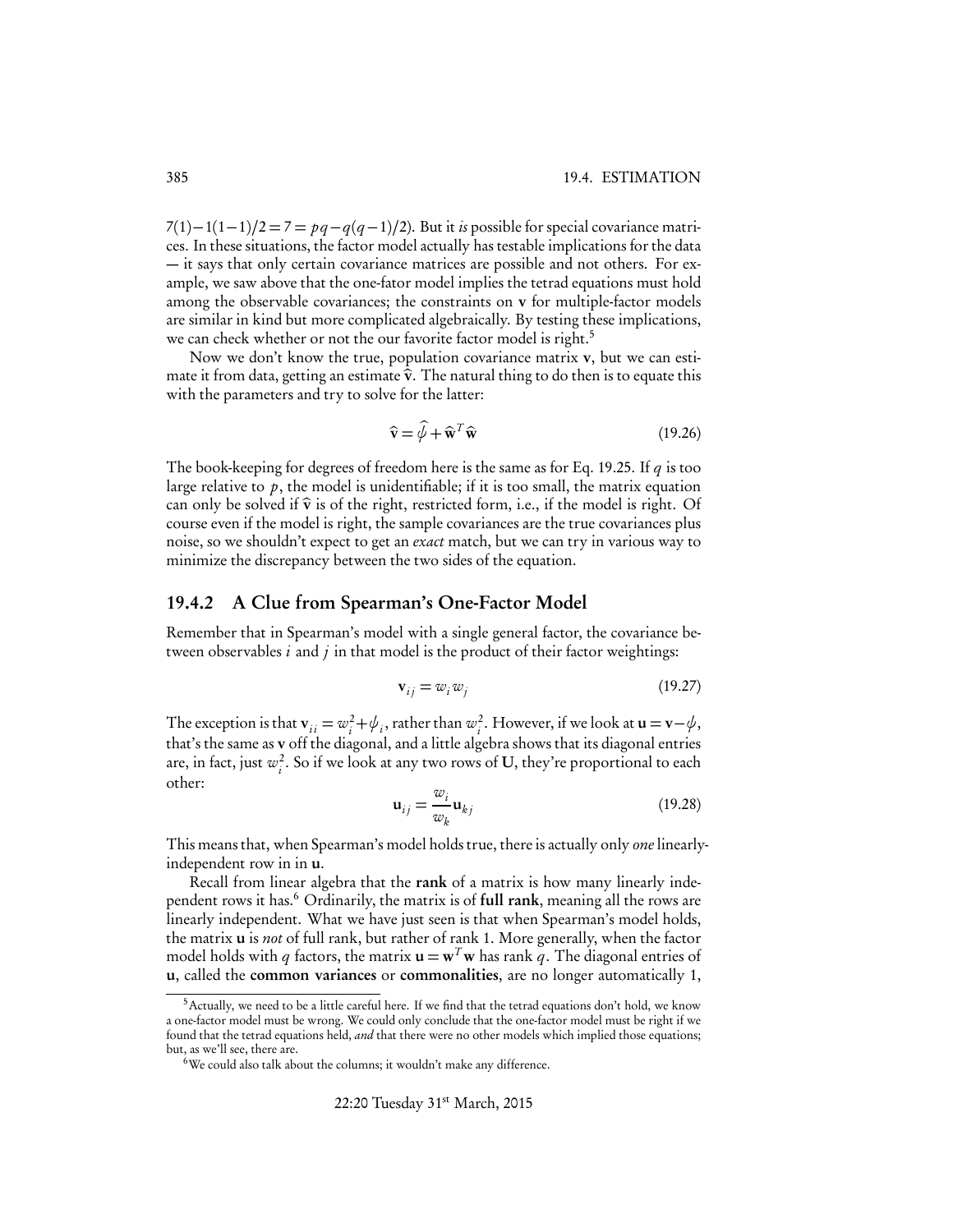$7(1) - 1(1-1)/2 = 7 = pq - q(q-1)/2$). But it *is* possible for special covariance matrices. In these situations, the factor model actually has testable implications for the data — it says that only certain covariance matrices are possible and not others. For example, we saw above that the one-fator model implies the tetrad equations must hold among the observable covariances; the constraints on $\mathbf{v}$ for multiple-factor models are similar in kind but more complicated algebraically. By testing these implications, we can check whether or not the our favorite factor model is right.[5]

Now we don't know the true, population covariance matrix $\mathbf{v}$, but we can estimate it from data, getting an estimate $\widehat{\mathbf{v}}$. The natural thing to do then is to equate this with the parameters and try to solve for the latter:

$$\widehat{\mathbf{v}} = \widehat{\psi} + \widehat{\mathbf{w}}^T \widehat{\mathbf{w}} \tag{19.26}$$

The book-keeping for degrees of freedom here is the same as for Eq. 19.25. If $q$ is too large relative to $p$, the model is unidentifiable; if it is too small, the matrix equation can only be solved if $\widehat{\mathbf{v}}$ is of the right, restricted form, i.e., if the model is right. Of course even if the model is right, the sample covariances are the true covariances plus noise, so we shouldn't expect to get an *exact* match, but we can try in various way to minimize the discrepancy between the two sides of the equation.

### 19.4.2 A Clue from Spearman's One-Factor Model

Remember that in Spearman's model with a single general factor, the covariance between observables $i$ and $j$ in that model is the product of their factor weightings:

$$\mathbf{v}_{ij} = w_i w_j \tag{19.27}$$

The exception is that $\mathbf{v}_{ii} = w_i^2 + \psi_i$, rather than $w_i^2$. However, if we look at $\mathbf{u} = \mathbf{v} - \psi$, that's the same as $\mathbf{v}$ off the diagonal, and a little algebra shows that its diagonal entries are, in fact, just $w_i^2$. So if we look at any two rows of $\mathbf{U}$, they're proportional to each other:

$$\mathbf{u}_{ij} = \frac{w_i}{w_k} \mathbf{u}_{kj} \tag{19.28}$$

This means that, when Spearman's model holds true, there is actually only *one* linearly-independent row in in $\mathbf{u}$.

Recall from linear algebra that the **rank** of a matrix is how many linearly independent rows it has.[6] Ordinarily, the matrix is of **full rank**, meaning all the rows are linearly independent. What we have just seen is that when Spearman's model holds, the matrix $\mathbf{u}$ is *not* of full rank, but rather of rank 1. More generally, when the factor model holds with $q$ factors, the matrix $\mathbf{u} = \mathbf{w}^T \mathbf{w}$ has rank $q$. The diagonal entries of $\mathbf{u}$, called the **common variances** or **commonalities**, are no longer automatically 1,

---

[5] Actually, we need to be a little careful here. If we find that the tetrad equations don't hold, we know a one-factor model must be wrong. We could only conclude that the one-factor model must be right if we found that the tetrad equations held, *and* that there were no other models which implied those equations; but, as we'll see, there are.

[6] We could also talk about the columns; it wouldn't make any difference.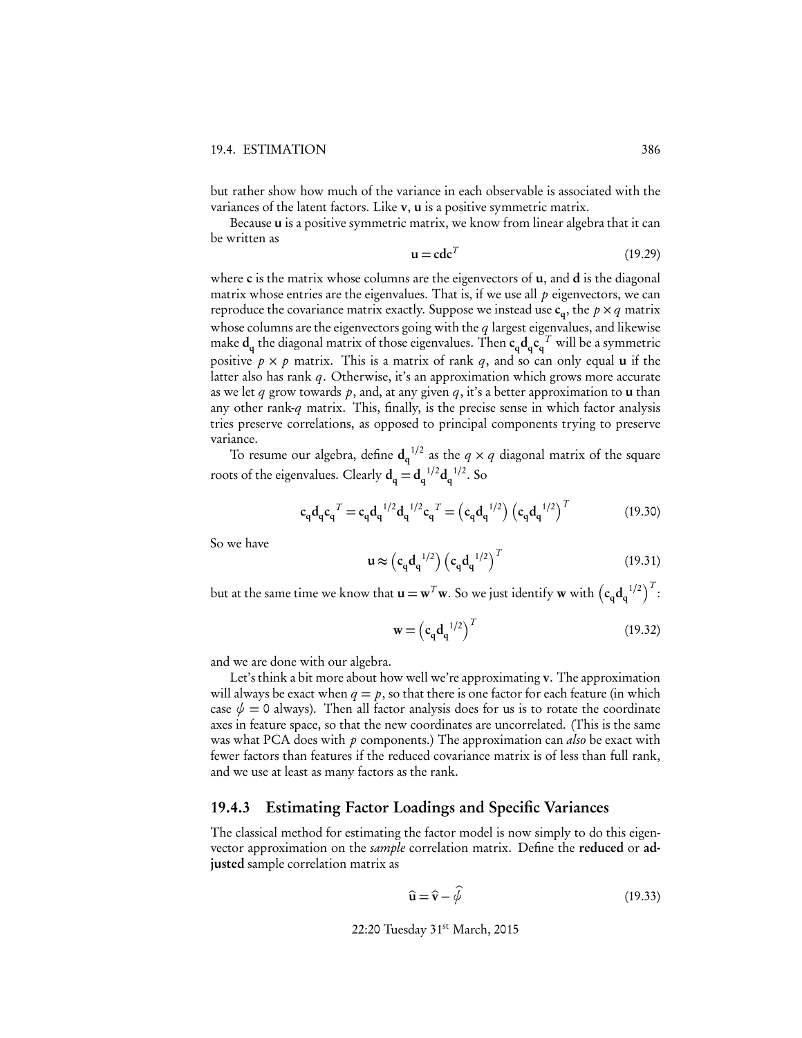but rather show how much of the variance in each observable is associated with the variances of the latent factors. Like $\mathbf{v}$, $\mathbf{u}$ is a positive symmetric matrix.

Because $\mathbf{u}$ is a positive symmetric matrix, we know from linear algebra that it can be written as

$$\mathbf{u} = \mathbf{c}\mathbf{d}\mathbf{c}^T \tag{19.29}$$

where $\mathbf{c}$ is the matrix whose columns are the eigenvectors of $\mathbf{u}$, and $\mathbf{d}$ is the diagonal matrix whose entries are the eigenvalues. That is, if we use all $p$ eigenvectors, we can reproduce the covariance matrix exactly. Suppose we instead use $\mathbf{c_q}$, the $p \times q$ matrix whose columns are the eigenvectors going with the $q$ largest eigenvalues, and likewise make $\mathbf{d_q}$ the diagonal matrix of those eigenvalues. Then $\mathbf{c_q}\mathbf{d_q}\mathbf{c_q}^T$ will be a symmetric positive $p \times p$ matrix. This is a matrix of rank $q$, and so can only equal $\mathbf{u}$ if the latter also has rank $q$. Otherwise, it's an approximation which grows more accurate as we let $q$ grow towards $p$, and, at any given $q$, it's a better approximation to $\mathbf{u}$ than any other rank-$q$ matrix. This, finally, is the precise sense in which factor analysis tries preserve correlations, as opposed to principal components trying to preserve variance.

To resume our algebra, define $\mathbf{d_q}^{1/2}$ as the $q \times q$ diagonal matrix of the square roots of the eigenvalues. Clearly $\mathbf{d_q} = \mathbf{d_q}^{1/2}\mathbf{d_q}^{1/2}$. So

$$\mathbf{c_q}\mathbf{d_q}\mathbf{c_q}^T = \mathbf{c_q}\mathbf{d_q}^{1/2}\mathbf{d_q}^{1/2}\mathbf{c_q}^T = \left(\mathbf{c_q}\mathbf{d_q}^{1/2}\right)\left(\mathbf{c_q}\mathbf{d_q}^{1/2}\right)^T \tag{19.30}$$

So we have

$$\mathbf{u} \approx \left(\mathbf{c_q}\mathbf{d_q}^{1/2}\right)\left(\mathbf{c_q}\mathbf{d_q}^{1/2}\right)^T \tag{19.31}$$

but at the same time we know that $\mathbf{u} = \mathbf{w}^T\mathbf{w}$. So we just identify $\mathbf{w}$ with $\left(\mathbf{c_q}\mathbf{d_q}^{1/2}\right)^T$:

$$\mathbf{w} = \left(\mathbf{c_q}\mathbf{d_q}^{1/2}\right)^T \tag{19.32}$$

and we are done with our algebra.

Let's think a bit more about how well we're approximating $\mathbf{v}$. The approximation will always be exact when $q = p$, so that there is one factor for each feature (in which case $\psi = 0$ always). Then all factor analysis does for us is to rotate the coordinate axes in feature space, so that the new coordinates are uncorrelated. (This is the same was what PCA does with $p$ components.) The approximation can *also* be exact with fewer factors than features if the reduced covariance matrix is of less than full rank, and we use at least as many factors as the rank.

### 19.4.3 Estimating Factor Loadings and Specific Variances

The classical method for estimating the factor model is now simply to do this eigenvector approximation on the *sample* correlation matrix. Define the **reduced** or **adjusted** sample correlation matrix as

$$\widehat{\mathbf{u}} = \widehat{\mathbf{v}} - \widehat{\psi} \tag{19.33}$$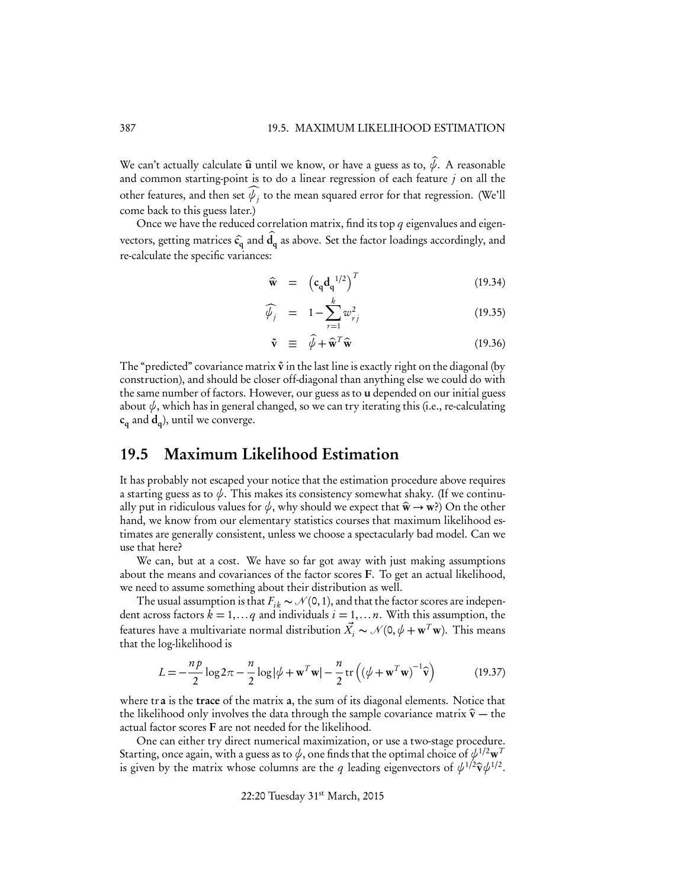We can't actually calculate $\widehat{\mathbf{u}}$ until we know, or have a guess as to, $\widehat{\psi}$. A reasonable and common starting-point is to do a linear regression of each feature $j$ on all the other features, and then set $\widehat{\psi_j}$ to the mean squared error for that regression. (We'll come back to this guess later.)

Once we have the reduced correlation matrix, find its top $q$ eigenvalues and eigenvectors, getting matrices $\widehat{\mathbf{c_q}}$ and $\widehat{\mathbf{d_q}}$ as above. Set the factor loadings accordingly, and re-calculate the specific variances:

$$\widehat{\mathbf{w}} = \left(\mathbf{c_q}\mathbf{d_q}^{1/2}\right)^T \tag{19.34}$$

$$\widehat{\psi_j} = 1 - \sum_{r=1}^{k} w_{rj}^2 \tag{19.35}$$

$$\tilde{\mathbf{v}} \equiv \widehat{\psi} + \widehat{\mathbf{w}}^T\widehat{\mathbf{w}} \tag{19.36}$$

The "predicted" covariance matrix $\tilde{\mathbf{v}}$ in the last line is exactly right on the diagonal (by construction), and should be closer off-diagonal than anything else we could do with the same number of factors. However, our guess as to $\mathbf{u}$ depended on our initial guess about $\psi$, which has in general changed, so we can try iterating this (i.e., re-calculating $\mathbf{c_q}$ and $\mathbf{d_q}$), until we converge.

## 19.5 Maximum Likelihood Estimation

It has probably not escaped your notice that the estimation procedure above requires a starting guess as to $\psi$. This makes its consistency somewhat shaky. (If we continually put in ridiculous values for $\psi$, why should we expect that $\widehat{\mathbf{w}} \to \mathbf{w}$?) On the other hand, we know from our elementary statistics courses that maximum likelihood estimates are generally consistent, unless we choose a spectacularly bad model. Can we use that here?

We can, but at a cost. We have so far got away with just making assumptions about the means and covariances of the factor scores $\mathbf{F}$. To get an actual likelihood, we need to assume something about their distribution as well.

The usual assumption is that $F_{ik} \sim \mathcal{N}(0,1)$, and that the factor scores are independent across factors $k = 1, \ldots q$ and individuals $i = 1, \ldots n$. With this assumption, the features have a multivariate normal distribution $\vec{X}_i \sim \mathcal{N}(0, \psi + \mathbf{w}^T\mathbf{w})$. This means that the log-likelihood is

$$L = -\frac{np}{2}\log 2\pi - \frac{n}{2}\log|\psi + \mathbf{w}^T\mathbf{w}| - \frac{n}{2}\operatorname{tr}\left((\psi + \mathbf{w}^T\mathbf{w})^{-1}\widehat{\mathbf{v}}\right) \tag{19.37}$$

where $\operatorname{tr}\mathbf{a}$ is the **trace** of the matrix $\mathbf{a}$, the sum of its diagonal elements. Notice that the likelihood only involves the data through the sample covariance matrix $\widehat{\mathbf{v}}$ — the actual factor scores $\mathbf{F}$ are not needed for the likelihood.

One can either try direct numerical maximization, or use a two-stage procedure. Starting, once again, with a guess as to $\psi$, one finds that the optimal choice of $\psi^{1/2}\mathbf{w}^T$ is given by the matrix whose columns are the $q$ leading eigenvectors of $\psi^{1/2}\widehat{\mathbf{v}}\psi^{1/2}$.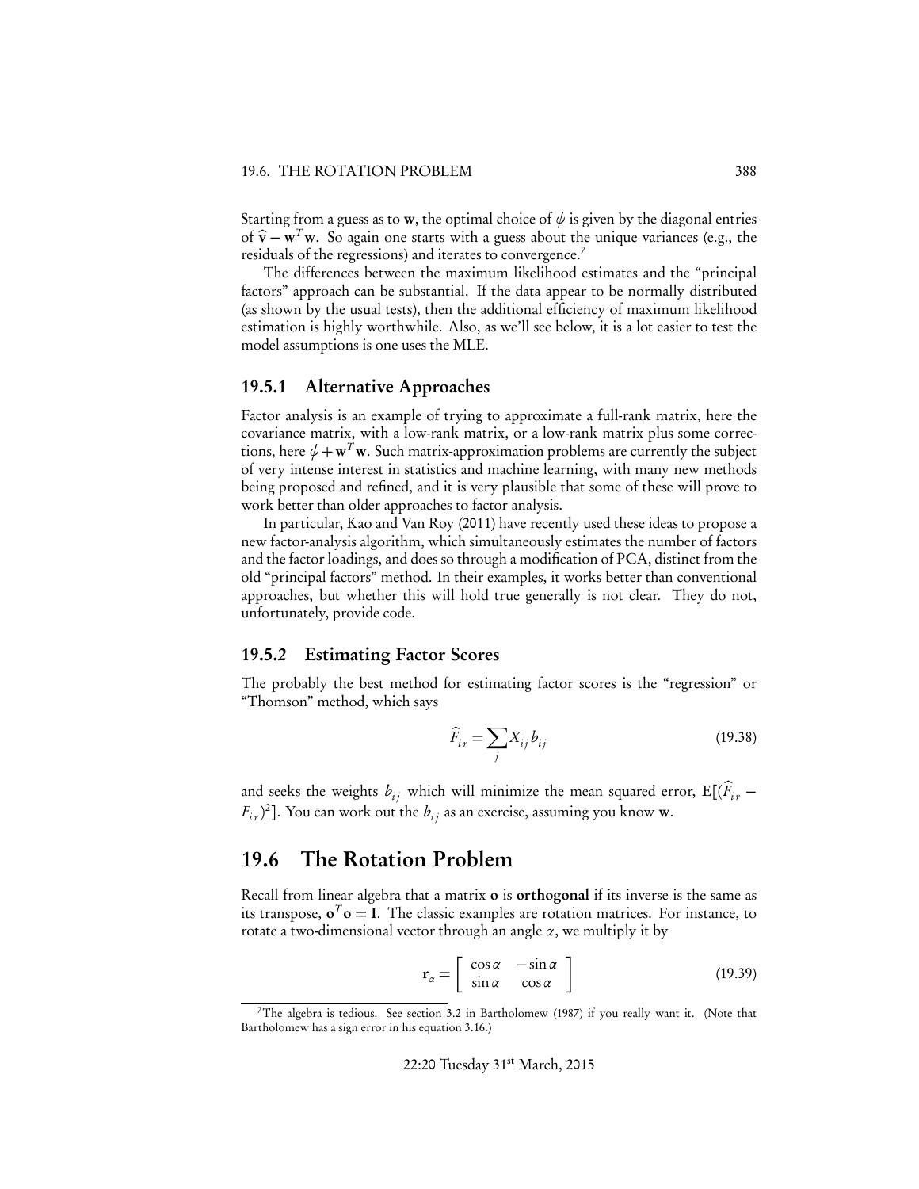Starting from a guess as to $\mathbf{w}$, the optimal choice of $\psi$ is given by the diagonal entries of $\hat{\mathbf{v}} - \mathbf{w}^T\mathbf{w}$. So again one starts with a guess about the unique variances (e.g., the residuals of the regressions) and iterates to convergence.[7]

The differences between the maximum likelihood estimates and the "principal factors" approach can be substantial. If the data appear to be normally distributed (as shown by the usual tests), then the additional efficiency of maximum likelihood estimation is highly worthwhile. Also, as we'll see below, it is a lot easier to test the model assumptions is one uses the MLE.

### 19.5.1 Alternative Approaches

Factor analysis is an example of trying to approximate a full-rank matrix, here the covariance matrix, with a low-rank matrix, or a low-rank matrix plus some corrections, here $\psi + \mathbf{w}^T\mathbf{w}$. Such matrix-approximation problems are currently the subject of very intense interest in statistics and machine learning, with many new methods being proposed and refined, and it is very plausible that some of these will prove to work better than older approaches to factor analysis.

In particular, Kao and Van Roy (2011) have recently used these ideas to propose a new factor-analysis algorithm, which simultaneously estimates the number of factors and the factor loadings, and does so through a modification of PCA, distinct from the old "principal factors" method. In their examples, it works better than conventional approaches, but whether this will hold true generally is not clear. They do not, unfortunately, provide code.

### 19.5.2 Estimating Factor Scores

The probably the best method for estimating factor scores is the "regression" or "Thomson" method, which says

$$\hat{F}_{ir} = \sum_j X_{ij} b_{ij} \tag{19.38}$$

and seeks the weights $b_{ij}$ which will minimize the mean squared error, $\mathbf{E}[(\hat{F}_{ir} - F_{ir})^2]$. You can work out the $b_{ij}$ as an exercise, assuming you know $\mathbf{w}$.

## 19.6 The Rotation Problem

Recall from linear algebra that a matrix $\mathbf{o}$ is **orthogonal** if its inverse is the same as its transpose, $\mathbf{o}^T\mathbf{o} = \mathbf{I}$. The classic examples are rotation matrices. For instance, to rotate a two-dimensional vector through an angle $\alpha$, we multiply it by

$$\mathbf{r}_\alpha = \begin{bmatrix} \cos\alpha & -\sin\alpha \\ \sin\alpha & \cos\alpha \end{bmatrix} \tag{19.39}$$

---

[7] The algebra is tedious. See section 3.2 in Bartholomew (1987) if you really want it. (Note that Bartholomew has a sign error in his equation 3.16.)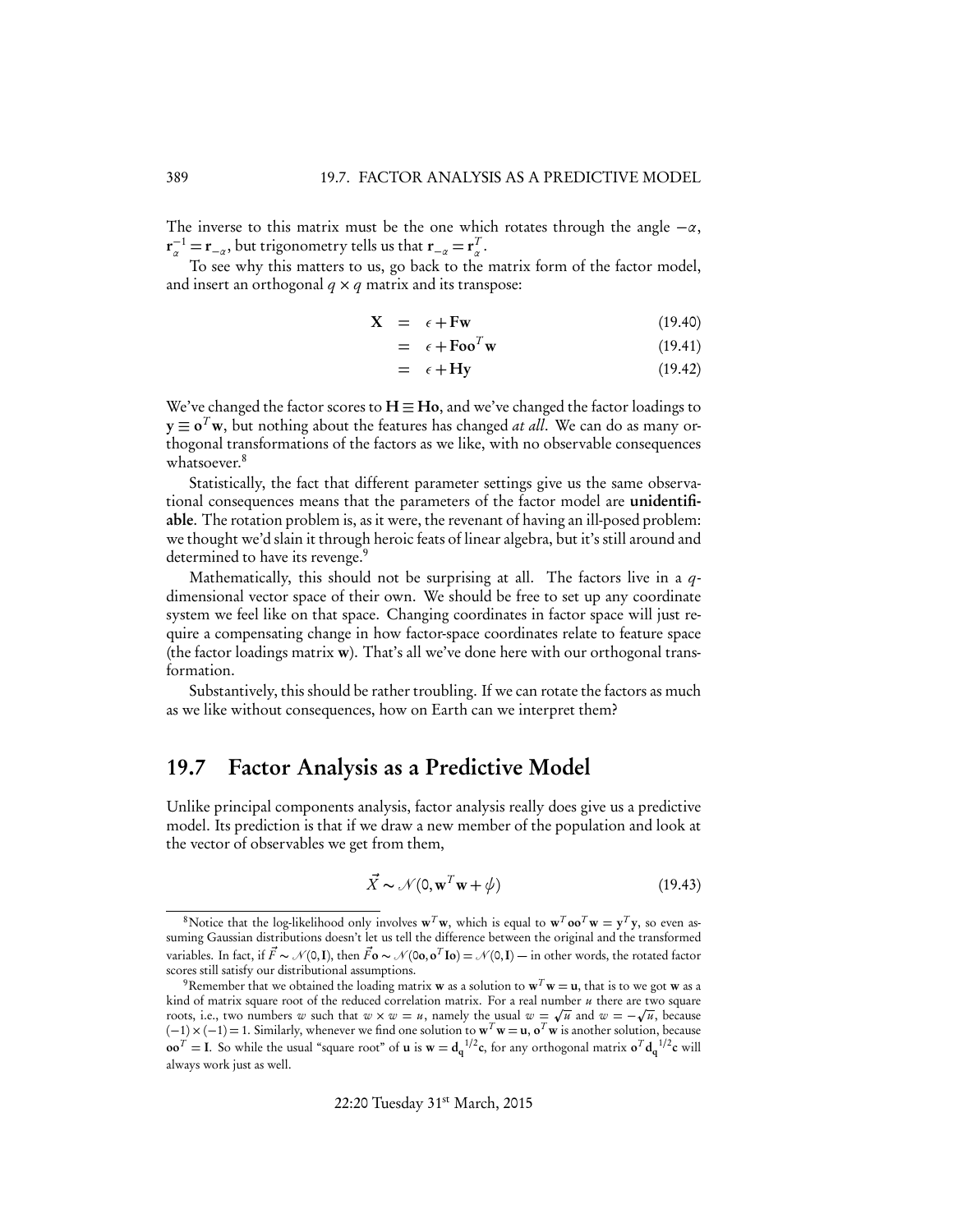The inverse to this matrix must be the one which rotates through the angle $-\alpha$, $\mathbf{r}_\alpha^{-1} = \mathbf{r}_{-\alpha}$, but trigonometry tells us that $\mathbf{r}_{-\alpha} = \mathbf{r}_\alpha^T$.

To see why this matters to us, go back to the matrix form of the factor model, and insert an orthogonal $q \times q$ matrix and its transpose:

$$\mathbf{X} = \epsilon + \mathbf{F}\mathbf{w} \tag{19.40}$$

$$= \epsilon + \mathbf{F}\mathbf{o}\mathbf{o}^T\mathbf{w} \tag{19.41}$$

$$= \epsilon + \mathbf{H}\mathbf{y} \tag{19.42}$$

We've changed the factor scores to $\mathbf{H} \equiv \mathbf{H}\mathbf{o}$, and we've changed the factor loadings to $\mathbf{y} \equiv \mathbf{o}^T\mathbf{w}$, but nothing about the features has changed *at all*. We can do as many orthogonal transformations of the factors as we like, with no observable consequences whatsoever.[8]

Statistically, the fact that different parameter settings give us the same observational consequences means that the parameters of the factor model are **unidentifiable**. The rotation problem is, as it were, the revenant of having an ill-posed problem: we thought we'd slain it through heroic feats of linear algebra, but it's still around and determined to have its revenge.[9]

Mathematically, this should not be surprising at all. The factors live in a $q$-dimensional vector space of their own. We should be free to set up any coordinate system we feel like on that space. Changing coordinates in factor space will just require a compensating change in how factor-space coordinates relate to feature space (the factor loadings matrix $\mathbf{w}$). That's all we've done here with our orthogonal transformation.

Substantively, this should be rather troubling. If we can rotate the factors as much as we like without consequences, how on Earth can we interpret them?

## 19.7 Factor Analysis as a Predictive Model

Unlike principal components analysis, factor analysis really does give us a predictive model. Its prediction is that if we draw a new member of the population and look at the vector of observables we get from them,

$$\vec{X} \sim \mathcal{N}(0, \mathbf{w}^T\mathbf{w} + \psi) \tag{19.43}$$

---

[8]Notice that the log-likelihood only involves $\mathbf{w}^T\mathbf{w}$, which is equal to $\mathbf{w}^T\mathbf{o}\mathbf{o}^T\mathbf{w} = \mathbf{y}^T\mathbf{y}$, so even assuming Gaussian distributions doesn't let us tell the difference between the original and the transformed variables. In fact, if $\vec{F} \sim \mathcal{N}(0, \mathbf{I})$, then $\vec{F}\mathbf{o} \sim \mathcal{N}(0\mathbf{o}, \mathbf{o}^T\mathbf{I}\mathbf{o}) = \mathcal{N}(0, \mathbf{I})$ — in other words, the rotated factor scores still satisfy our distributional assumptions.

[9]Remember that we obtained the loading matrix $\mathbf{w}$ as a solution to $\mathbf{w}^T\mathbf{w} = \mathbf{u}$, that is to we got $\mathbf{w}$ as a kind of matrix square root of the reduced correlation matrix. For a real number $u$ there are two square roots, i.e., two numbers $w$ such that $w \times w = u$, namely the usual $w = \sqrt{u}$ and $w = -\sqrt{u}$, because $(-1) \times (-1) = 1$. Similarly, whenever we find one solution to $\mathbf{w}^T\mathbf{w} = \mathbf{u}$, $\mathbf{o}^T\mathbf{w}$ is another solution, because $\mathbf{o}\mathbf{o}^T = \mathbf{I}$. So while the usual "square root" of $\mathbf{u}$ is $\mathbf{w} = \mathbf{d_q}^{1/2}\mathbf{c}$, for any orthogonal matrix $\mathbf{o}^T\mathbf{d_q}^{1/2}\mathbf{c}$ will always work just as well.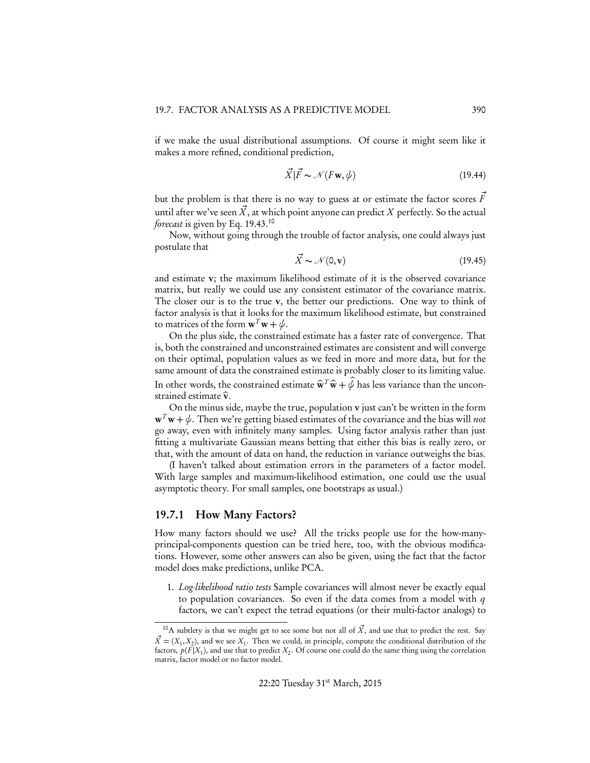if we make the usual distributional assumptions. Of course it might seem like it makes a more refined, conditional prediction,

$$\vec{X}|\vec{F} \sim \mathcal{N}(F\mathbf{w}, \psi) \tag{19.44}$$

but the problem is that there is no way to guess at or estimate the factor scores $\vec{F}$ until after we've seen $\vec{X}$, at which point anyone can predict $X$ perfectly. So the actual *forecast* is given by Eq. 19.43.[10]

Now, without going through the trouble of factor analysis, one could always just postulate that

$$\vec{X} \sim \mathcal{N}(0, \mathbf{v}) \tag{19.45}$$

and estimate $\mathbf{v}$; the maximum likelihood estimate of it is the observed covariance matrix, but really we could use any consistent estimator of the covariance matrix. The closer our is to the true $\mathbf{v}$, the better our predictions. One way to think of factor analysis is that it looks for the maximum likelihood estimate, but constrained to matrices of the form $\mathbf{w}^T\mathbf{w} + \psi$.

On the plus side, the constrained estimate has a faster rate of convergence. That is, both the constrained and unconstrained estimates are consistent and will converge on their optimal, population values as we feed in more and more data, but for the same amount of data the constrained estimate is probably closer to its limiting value. In other words, the constrained estimate $\widehat{\mathbf{w}}^T\widehat{\mathbf{w}} + \widehat{\psi}$ has less variance than the unconstrained estimate $\widehat{\mathbf{v}}$.

On the minus side, maybe the true, population $\mathbf{v}$ just can't be written in the form $\mathbf{w}^T\mathbf{w} + \psi$. Then we're getting biased estimates of the covariance and the bias will *not* go away, even with infinitely many samples. Using factor analysis rather than just fitting a multivariate Gaussian means betting that either this bias is really zero, or that, with the amount of data on hand, the reduction in variance outweighs the bias.

(I haven't talked about estimation errors in the parameters of a factor model. With large samples and maximum-likelihood estimation, one could use the usual asymptotic theory. For small samples, one bootstraps as usual.)

### 19.7.1 How Many Factors?

How many factors should we use? All the tricks people use for the how-many-principal-components question can be tried here, too, with the obvious modifications. However, some other answers can also be given, using the fact that the factor model does make predictions, unlike PCA.

1. *Log-likelihood ratio tests* Sample covariances will almost never be exactly equal to population covariances. So even if the data comes from a model with $q$ factors, we can't expect the tetrad equations (or their multi-factor analogs) to

---

[10] A subtlety is that we might get to see some but not all of $\vec{X}$, and use that to predict the rest. Say $\vec{X} = (X_1, X_2)$, and we see $X_1$. Then we could, in principle, compute the conditional distribution of the factors, $p(F|X_1)$, and use that to predict $X_2$. Of course one could do the same thing using the correlation matrix, factor model or no factor model.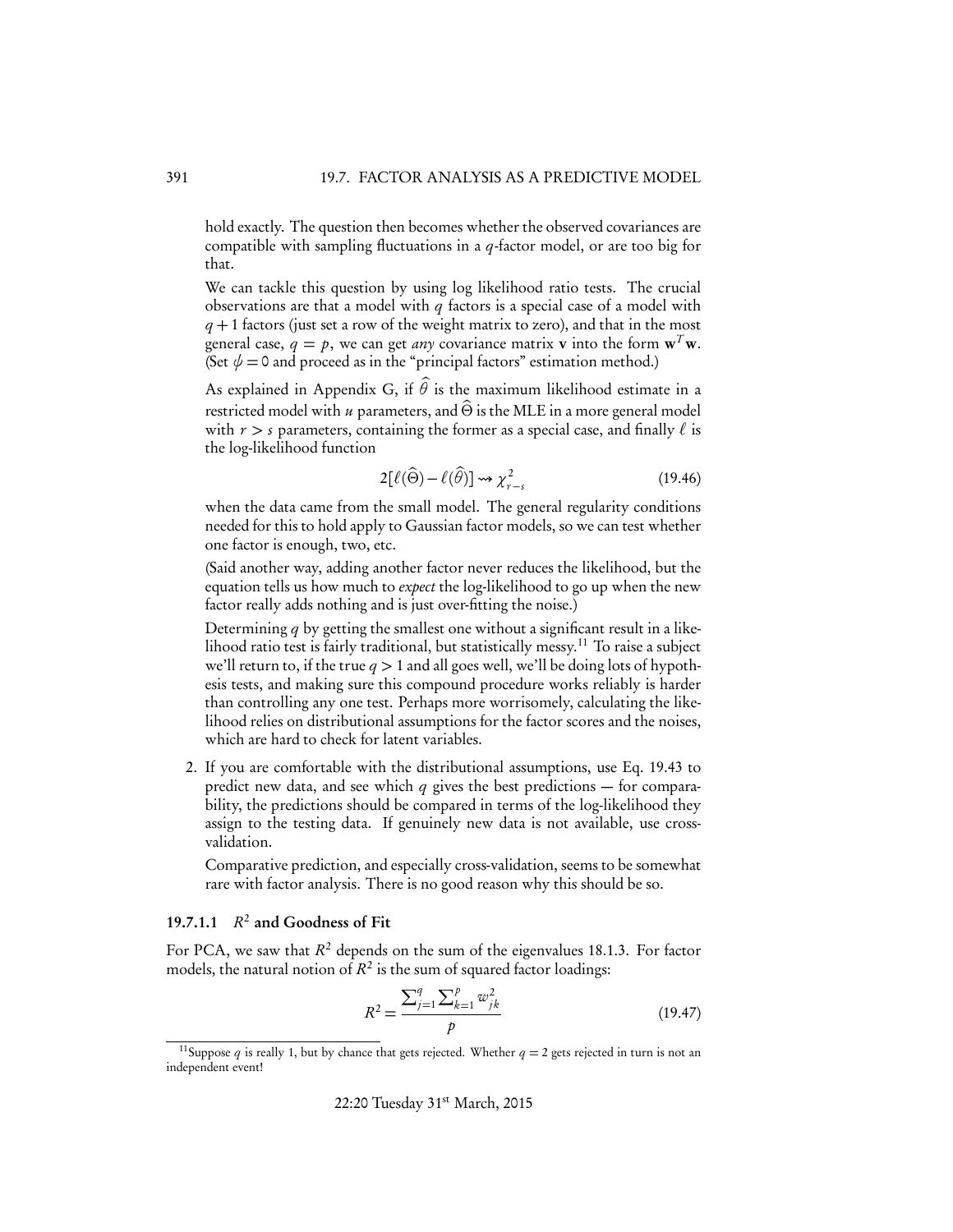hold exactly. The question then becomes whether the observed covariances are compatible with sampling fluctuations in a $q$-factor model, or are too big for that.

We can tackle this question by using log likelihood ratio tests. The crucial observations are that a model with $q$ factors is a special case of a model with $q+1$ factors (just set a row of the weight matrix to zero), and that in the most general case, $q = p$, we can get *any* covariance matrix $\mathbf{v}$ into the form $\mathbf{w}^T\mathbf{w}$. (Set $\psi = 0$ and proceed as in the "principal factors" estimation method.)

As explained in Appendix G, if $\widehat{\theta}$ is the maximum likelihood estimate in a restricted model with $u$ parameters, and $\widehat{\Theta}$ is the MLE in a more general model with $r > s$ parameters, containing the former as a special case, and finally $\ell$ is the log-likelihood function

$$2[\ell(\widehat{\Theta}) - \ell(\widehat{\theta})] \rightsquigarrow \chi^2_{r-s} \tag{19.46}$$

when the data came from the small model. The general regularity conditions needed for this to hold apply to Gaussian factor models, so we can test whether one factor is enough, two, etc.

(Said another way, adding another factor never reduces the likelihood, but the equation tells us how much to *expect* the log-likelihood to go up when the new factor really adds nothing and is just over-fitting the noise.)

Determining $q$ by getting the smallest one without a significant result in a likelihood ratio test is fairly traditional, but statistically messy.[11] To raise a subject we'll return to, if the true $q > 1$ and all goes well, we'll be doing lots of hypothesis tests, and making sure this compound procedure works reliably is harder than controlling any one test. Perhaps more worrisomely, calculating the likelihood relies on distributional assumptions for the factor scores and the noises, which are hard to check for latent variables.

2. If you are comfortable with the distributional assumptions, use Eq. 19.43 to predict new data, and see which $q$ gives the best predictions — for comparability, the predictions should be compared in terms of the log-likelihood they assign to the testing data. If genuinely new data is not available, use cross-validation.

   Comparative prediction, and especially cross-validation, seems to be somewhat rare with factor analysis. There is no good reason why this should be so.

#### 19.7.1.1 $R^2$ and Goodness of Fit

For PCA, we saw that $R^2$ depends on the sum of the eigenvalues 18.1.3. For factor models, the natural notion of $R^2$ is the sum of squared factor loadings:

$$R^2 = \frac{\sum_{j=1}^{q}\sum_{k=1}^{p} w_{jk}^2}{p} \tag{19.47}$$

[11] Suppose $q$ is really 1, but by chance that gets rejected. Whether $q = 2$ gets rejected in turn is not an independent event!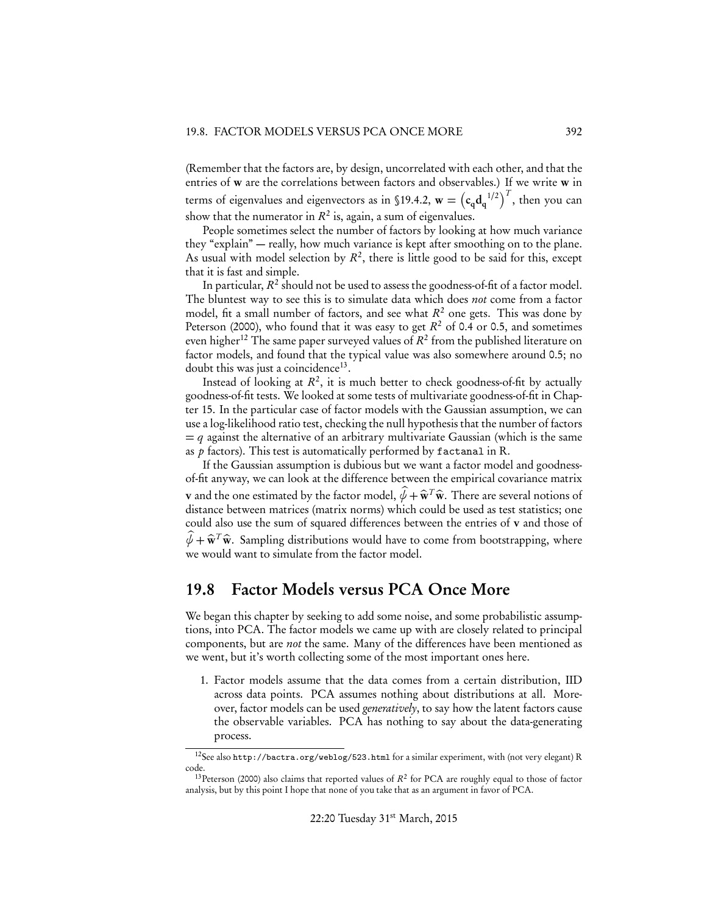(Remember that the factors are, by design, uncorrelated with each other, and that the entries of $\mathbf{w}$ are the correlations between factors and observables.) If we write $\mathbf{w}$ in terms of eigenvalues and eigenvectors as in §19.4.2, $\mathbf{w} = \left(\mathbf{c_q}\mathbf{d_q}^{1/2}\right)^T$, then you can show that the numerator in $R^2$ is, again, a sum of eigenvalues.

People sometimes select the number of factors by looking at how much variance they "explain" — really, how much variance is kept after smoothing on to the plane. As usual with model selection by $R^2$, there is little good to be said for this, except that it is fast and simple.

In particular, $R^2$ should not be used to assess the goodness-of-fit of a factor model. The bluntest way to see this is to simulate data which does *not* come from a factor model, fit a small number of factors, and see what $R^2$ one gets. This was done by Peterson (2000), who found that it was easy to get $R^2$ of 0.4 or 0.5, and sometimes even higher[12] The same paper surveyed values of $R^2$ from the published literature on factor models, and found that the typical value was also somewhere around 0.5; no doubt this was just a coincidence[13].

Instead of looking at $R^2$, it is much better to check goodness-of-fit by actually goodness-of-fit tests. We looked at some tests of multivariate goodness-of-fit in Chapter 15. In the particular case of factor models with the Gaussian assumption, we can use a log-likelihood ratio test, checking the null hypothesis that the number of factors $= q$ against the alternative of an arbitrary multivariate Gaussian (which is the same as $p$ factors). This test is automatically performed by `factanal` in R.

If the Gaussian assumption is dubious but we want a factor model and goodness-of-fit anyway, we can look at the difference between the empirical covariance matrix $\mathbf{v}$ and the one estimated by the factor model, $\widehat{\psi} + \widehat{\mathbf{w}}^T\widehat{\mathbf{w}}$. There are several notions of distance between matrices (matrix norms) which could be used as test statistics; one could also use the sum of squared differences between the entries of $\mathbf{v}$ and those of $\widehat{\psi} + \widehat{\mathbf{w}}^T\widehat{\mathbf{w}}$. Sampling distributions would have to come from bootstrapping, where we would want to simulate from the factor model.

## 19.8 Factor Models versus PCA Once More

We began this chapter by seeking to add some noise, and some probabilistic assumptions, into PCA. The factor models we came up with are closely related to principal components, but are *not* the same. Many of the differences have been mentioned as we went, but it's worth collecting some of the most important ones here.

1. Factor models assume that the data comes from a certain distribution, IID across data points. PCA assumes nothing about distributions at all. Moreover, factor models can be used *generatively*, to say how the latent factors cause the observable variables. PCA has nothing to say about the data-generating process.

---

[12] See also `http://bactra.org/weblog/523.html` for a similar experiment, with (not very elegant) R code.

[13] Peterson (2000) also claims that reported values of $R^2$ for PCA are roughly equal to those of factor analysis, but by this point I hope that none of you take that as an argument in favor of PCA.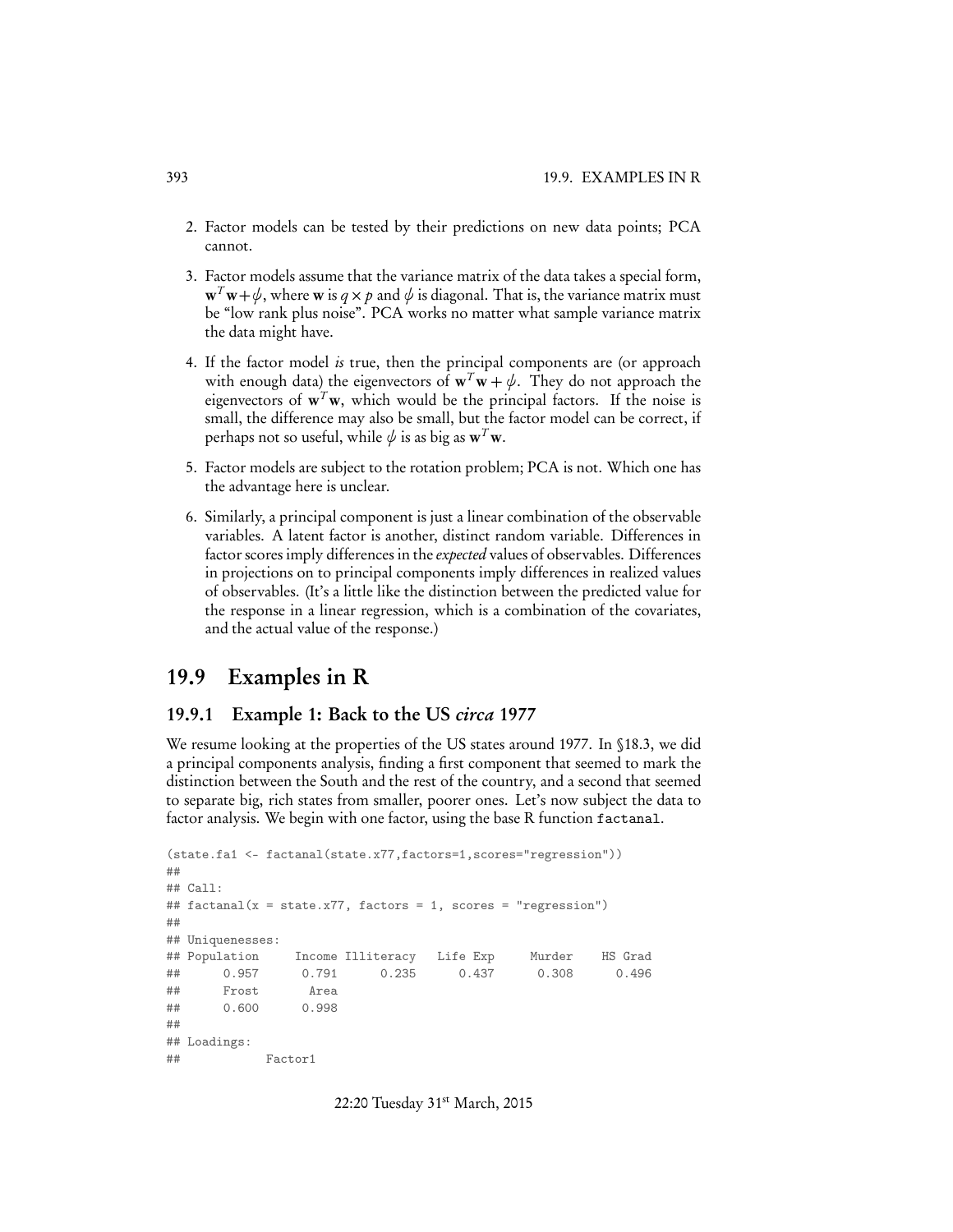2. Factor models can be tested by their predictions on new data points; PCA cannot.

3. Factor models assume that the variance matrix of the data takes a special form, $\mathbf{w}^T\mathbf{w}+\psi$, where $\mathbf{w}$ is $q \times p$ and $\psi$ is diagonal. That is, the variance matrix must be "low rank plus noise". PCA works no matter what sample variance matrix the data might have.

4. If the factor model *is* true, then the principal components are (or approach with enough data) the eigenvectors of $\mathbf{w}^T\mathbf{w}+\psi$. They do not approach the eigenvectors of $\mathbf{w}^T\mathbf{w}$, which would be the principal factors. If the noise is small, the difference may also be small, but the factor model can be correct, if perhaps not so useful, while $\psi$ is as big as $\mathbf{w}^T\mathbf{w}$.

5. Factor models are subject to the rotation problem; PCA is not. Which one has the advantage here is unclear.

6. Similarly, a principal component is just a linear combination of the observable variables. A latent factor is another, distinct random variable. Differences in factor scores imply differences in the *expected* values of observables. Differences in projections on to principal components imply differences in realized values of observables. (It's a little like the distinction between the predicted value for the response in a linear regression, which is a combination of the covariates, and the actual value of the response.)

## 19.9 Examples in R

### 19.9.1 Example 1: Back to the US *circa* 1977

We resume looking at the properties of the US states around 1977. In §18.3, we did a principal components analysis, finding a first component that seemed to mark the distinction between the South and the rest of the country, and a second that seemed to separate big, rich states from smaller, poorer ones. Let's now subject the data to factor analysis. We begin with one factor, using the base R function `factanal`.

```
(state.fa1 <- factanal(state.x77,factors=1,scores="regression"))
##
## Call:
## factanal(x = state.x77, factors = 1, scores = "regression")
##
## Uniquenesses:
## Population     Income Illiteracy   Life Exp     Murder    HS Grad
##      0.957      0.791      0.235      0.437      0.308      0.496
##      Frost       Area
##      0.600      0.998
##
## Loadings:
##            Factor1
```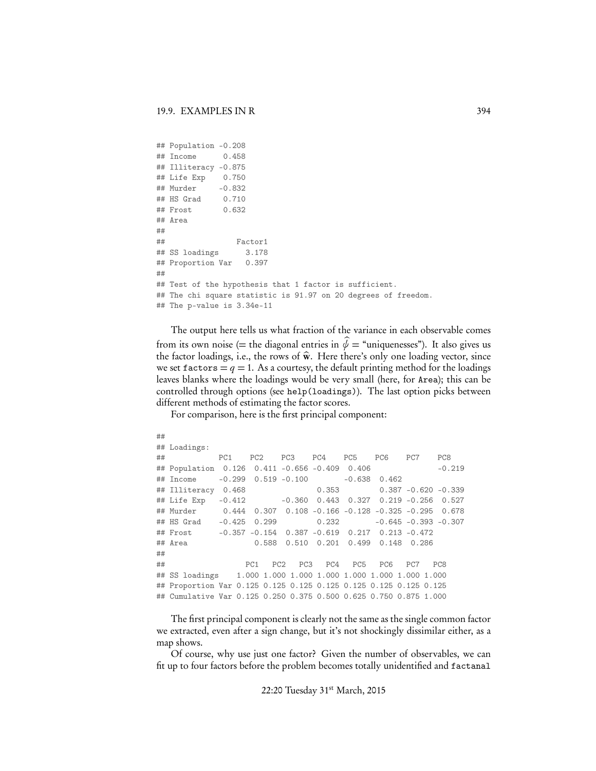```
## Population -0.208
## Income      0.458
## Illiteracy -0.875
## Life Exp    0.750
## Murder     -0.832
## HS Grad     0.710
## Frost       0.632
## Area
##
##                Factor1
## SS loadings      3.178
## Proportion Var   0.397
##
## Test of the hypothesis that 1 factor is sufficient.
## The chi square statistic is 91.97 on 20 degrees of freedom.
## The p-value is 3.34e-11
```

The output here tells us what fraction of the variance in each observable comes from its own noise (= the diagonal entries in $\hat{\psi}$ = "uniquenesses"). It also gives us the factor loadings, i.e., the rows of $\hat{\mathbf{w}}$. Here there's only one loading vector, since we set `factors` $= q = 1$. As a courtesy, the default printing method for the loadings leaves blanks where the loadings would be very small (here, for `Area`); this can be controlled through options (see `help(loadings)`). The last option picks between different methods of estimating the factor scores.

For comparison, here is the first principal component:

```
##
## Loadings:
##            PC1    PC2    PC3    PC4    PC5    PC6    PC7    PC8
## Population  0.126  0.411 -0.656 -0.409  0.406               -0.219
## Income     -0.299  0.519 -0.100        -0.638  0.462
## Illiteracy  0.468                0.353         0.387 -0.620 -0.339
## Life Exp   -0.412        -0.360  0.443  0.327  0.219 -0.256  0.527
## Murder      0.444  0.307  0.108 -0.166 -0.128 -0.325 -0.295  0.678
## HS Grad    -0.425  0.299         0.232        -0.645 -0.393 -0.307
## Frost      -0.357 -0.154  0.387 -0.619  0.217  0.213 -0.472
## Area               0.588  0.510  0.201  0.499  0.148  0.286
##
##                  PC1   PC2   PC3   PC4   PC5   PC6   PC7   PC8
## SS loadings    1.000 1.000 1.000 1.000 1.000 1.000 1.000 1.000
## Proportion Var 0.125 0.125 0.125 0.125 0.125 0.125 0.125 0.125
## Cumulative Var 0.125 0.250 0.375 0.500 0.625 0.750 0.875 1.000
```

The first principal component is clearly not the same as the single common factor we extracted, even after a sign change, but it's not shockingly dissimilar either, as a map shows.

Of course, why use just one factor? Given the number of observables, we can fit up to four factors before the problem becomes totally unidentified and `factanal`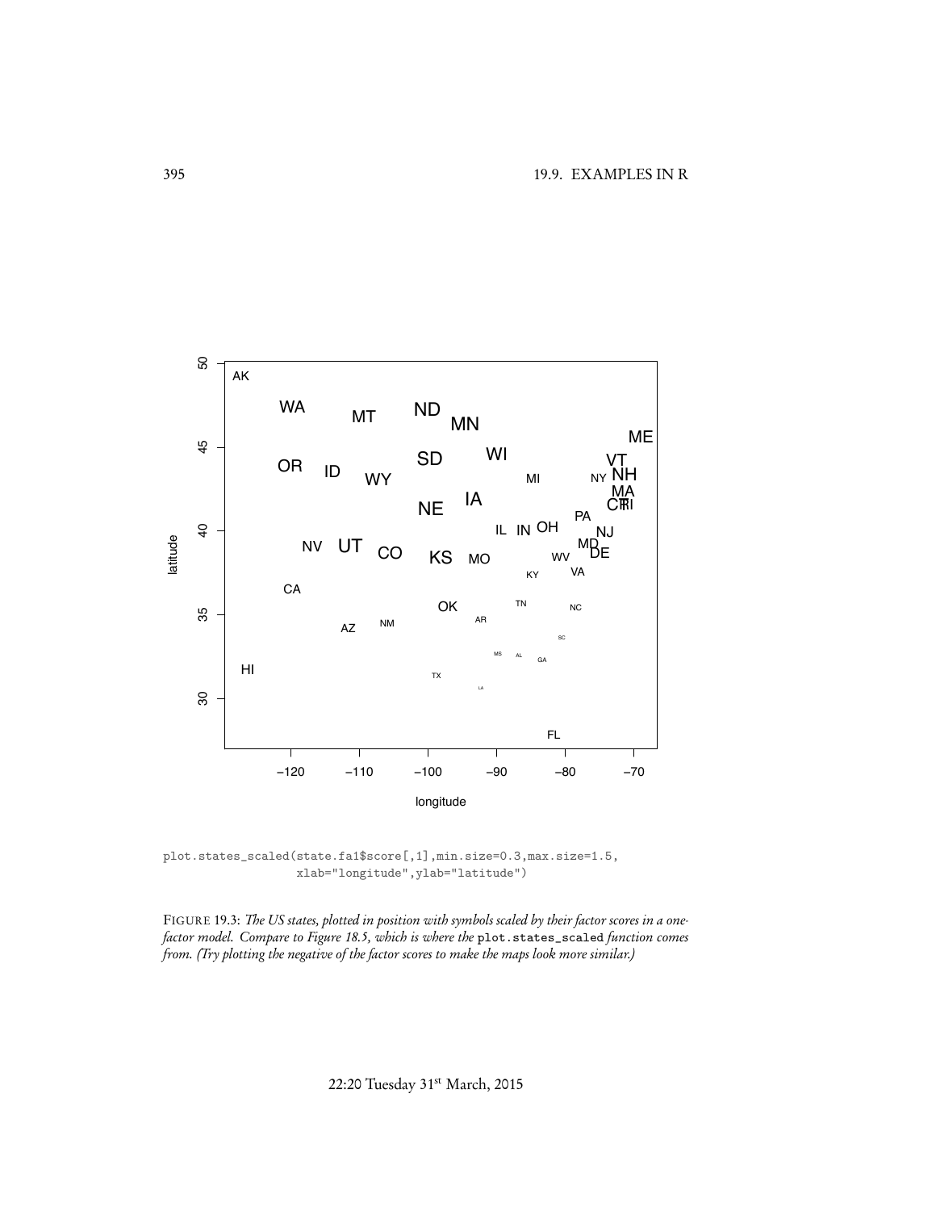```
plot.states_scaled(state.fa1$score[,1],min.size=0.3,max.size=1.5,
                   xlab="longitude",ylab="latitude")
```

FIGURE 19.3: *The US states, plotted in position with symbols scaled by their factor scores in a one-factor model. Compare to Figure 18.5, which is where the* `plot.states_scaled` *function comes from. (Try plotting the negative of the factor scores to make the maps look more similar.)*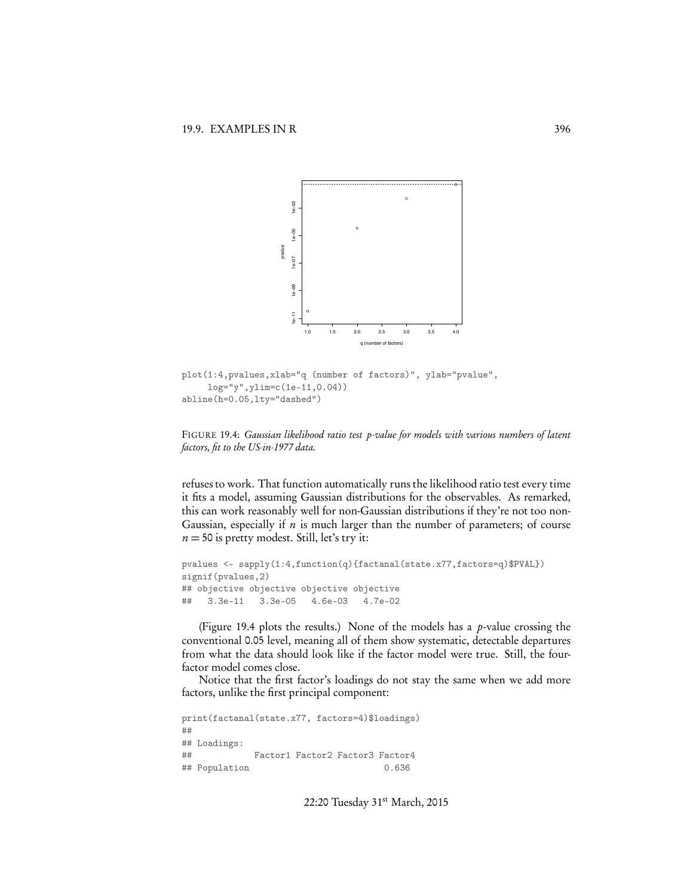```
plot(1:4,pvalues,xlab="q (number of factors)", ylab="pvalue",
     log="y",ylim=c(1e-11,0.04))
abline(h=0.05,lty="dashed")
```

FIGURE 19.4: *Gaussian likelihood ratio test p-value for models with various numbers of latent factors, fit to the US-in-1977 data.*

refuses to work. That function automatically runs the likelihood ratio test every time it fits a model, assuming Gaussian distributions for the observables. As remarked, this can work reasonably well for non-Gaussian distributions if they're not too non-Gaussian, especially if $n$ is much larger than the number of parameters; of course $n = 50$ is pretty modest. Still, let's try it:

```
pvalues <- sapply(1:4,function(q){factanal(state.x77,factors=q)$PVAL})
signif(pvalues,2)
## objective objective objective objective
##   3.3e-11   3.3e-05   4.6e-03   4.7e-02
```

(Figure 19.4 plots the results.) None of the models has a $p$-value crossing the conventional 0.05 level, meaning all of them show systematic, detectable departures from what the data should look like if the factor model were true. Still, the four-factor model comes close.

Notice that the first factor's loadings do not stay the same when we add more factors, unlike the first principal component:

```
print(factanal(state.x77, factors=4)$loadings)
##
## Loadings:
##            Factor1 Factor2 Factor3 Factor4
## Population                          0.636
```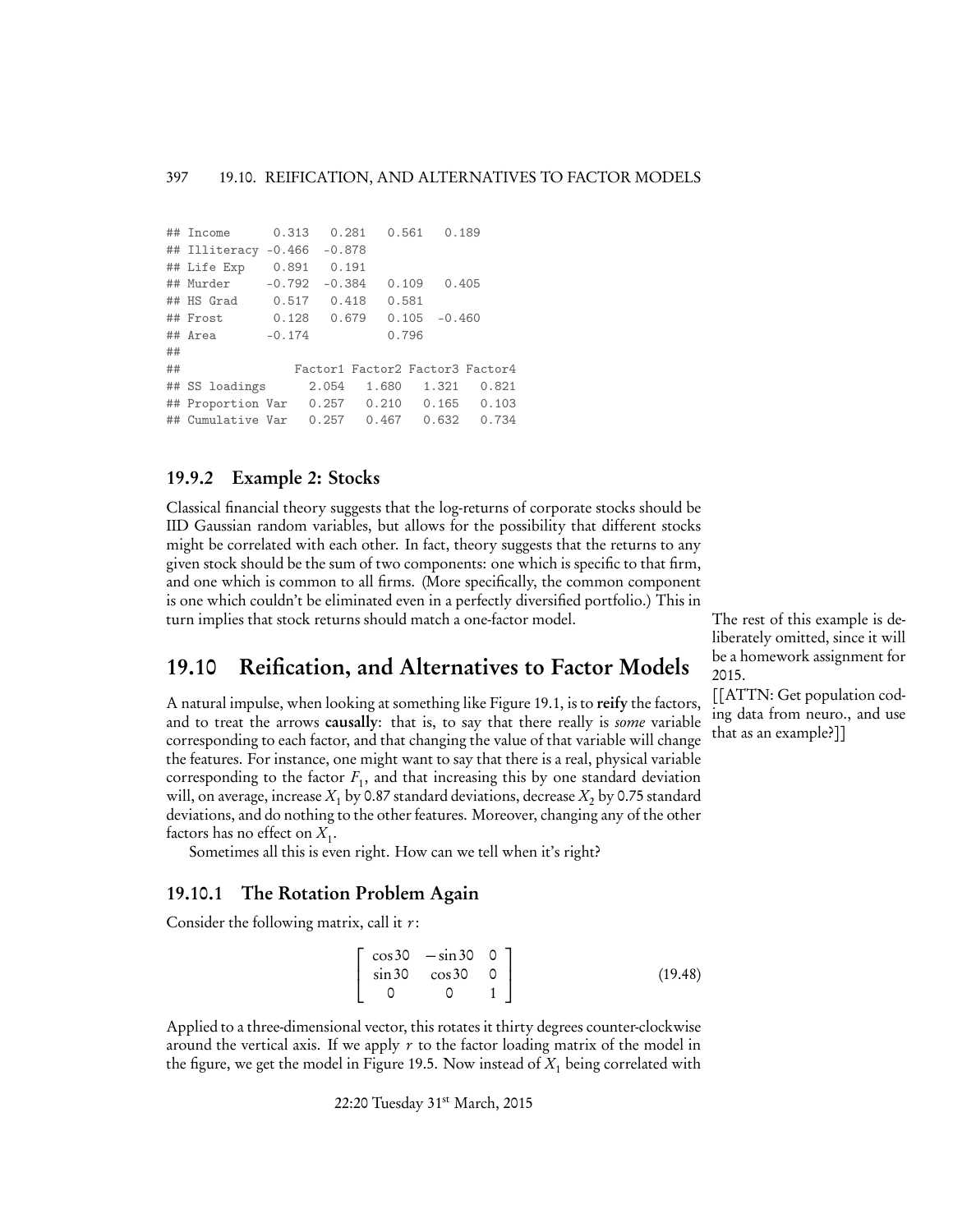```
## Income      0.313   0.281   0.561   0.189
## Illiteracy -0.466  -0.878
## Life Exp    0.891   0.191
## Murder     -0.792  -0.384   0.109   0.405
## HS Grad     0.517   0.418   0.581
## Frost       0.128   0.679   0.105  -0.460
## Area       -0.174           0.796
##
##                Factor1 Factor2 Factor3 Factor4
## SS loadings      2.054   1.680   1.321   0.821
## Proportion Var   0.257   0.210   0.165   0.103
## Cumulative Var   0.257   0.467   0.632   0.734
```

### 19.9.2 Example 2: Stocks

Classical financial theory suggests that the log-returns of corporate stocks should be IID Gaussian random variables, but allows for the possibility that different stocks might be correlated with each other. In fact, theory suggests that the returns to any given stock should be the sum of two components: one which is specific to that firm, and one which is common to all firms. (More specifically, the common component is one which couldn't be eliminated even in a perfectly diversified portfolio.) This in turn implies that stock returns should match a one-factor model.

The rest of this example is deliberately omitted, since it will be a homework assignment for 2015.

## 19.10 Reification, and Alternatives to Factor Models

[[ATTN: Get population coding data from neuro., and use that as an example?]]

A natural impulse, when looking at something like Figure 19.1, is to **reify** the factors, and to treat the arrows **causally**: that is, to say that there really is *some* variable corresponding to each factor, and that changing the value of that variable will change the features. For instance, one might want to say that there is a real, physical variable corresponding to the factor $F_1$, and that increasing this by one standard deviation will, on average, increase $X_1$ by 0.87 standard deviations, decrease $X_2$ by 0.75 standard deviations, and do nothing to the other features. Moreover, changing any of the other factors has no effect on $X_1$.

Sometimes all this is even right. How can we tell when it's right?

### 19.10.1 The Rotation Problem Again

Consider the following matrix, call it $r$:

$$\begin{bmatrix} \cos 30 & -\sin 30 & 0 \\ \sin 30 & \cos 30 & 0 \\ 0 & 0 & 1 \end{bmatrix} \tag{19.48}$$

Applied to a three-dimensional vector, this rotates it thirty degrees counter-clockwise around the vertical axis. If we apply $r$ to the factor loading matrix of the model in the figure, we get the model in Figure 19.5. Now instead of $X_1$ being correlated with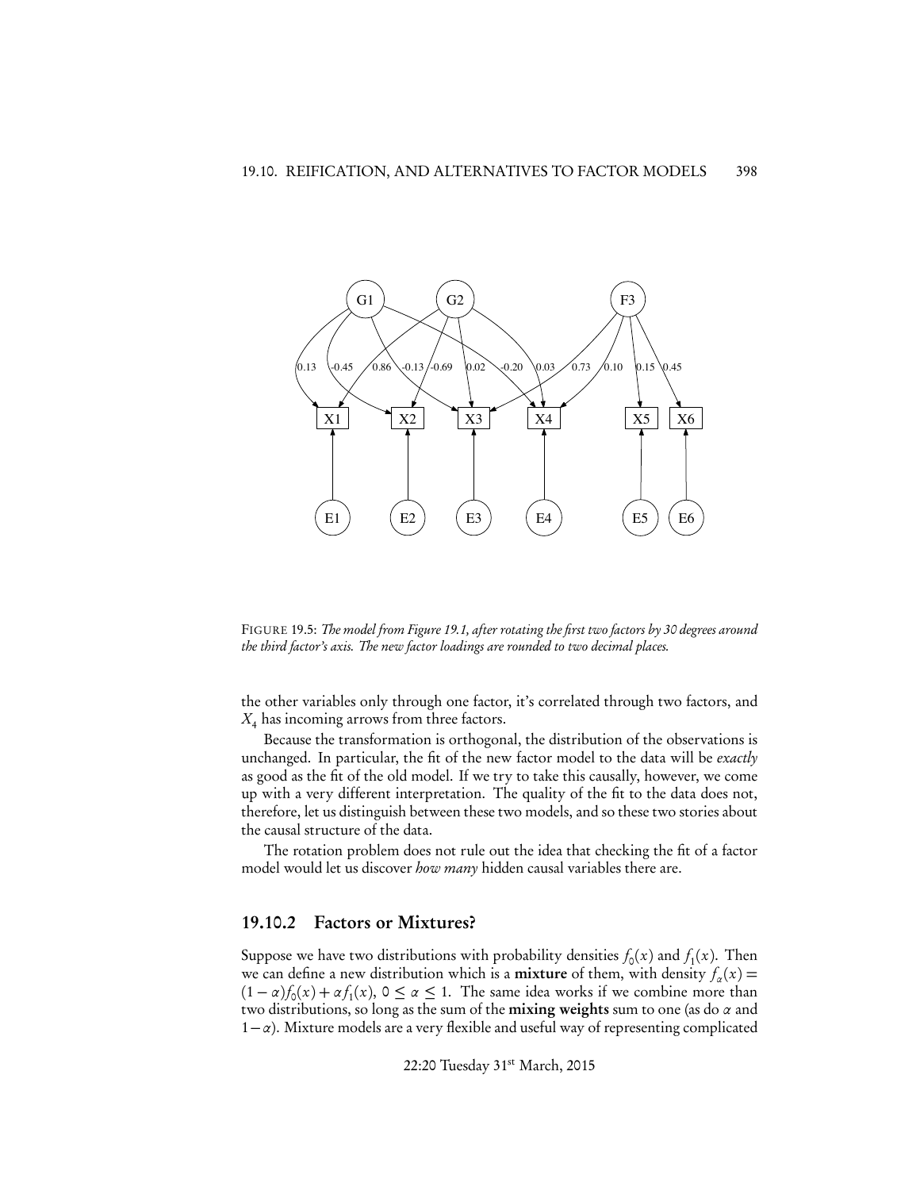FIGURE 19.5: *The model from Figure 19.1, after rotating the first two factors by 30 degrees around the third factor's axis. The new factor loadings are rounded to two decimal places.*

the other variables only through one factor, it's correlated through two factors, and $X_4$ has incoming arrows from three factors.

Because the transformation is orthogonal, the distribution of the observations is unchanged. In particular, the fit of the new factor model to the data will be *exactly* as good as the fit of the old model. If we try to take this causally, however, we come up with a very different interpretation. The quality of the fit to the data does not, therefore, let us distinguish between these two models, and so these two stories about the causal structure of the data.

The rotation problem does not rule out the idea that checking the fit of a factor model would let us discover *how many* hidden causal variables there are.

## 19.10.2 Factors or Mixtures?

Suppose we have two distributions with probability densities $f_0(x)$ and $f_1(x)$. Then we can define a new distribution which is a **mixture** of them, with density $f_\alpha(x) = (1-\alpha)f_0(x) + \alpha f_1(x)$, $0 \leq \alpha \leq 1$. The same idea works if we combine more than two distributions, so long as the sum of the **mixing weights** sum to one (as do $\alpha$ and $1-\alpha$). Mixture models are a very flexible and useful way of representing complicated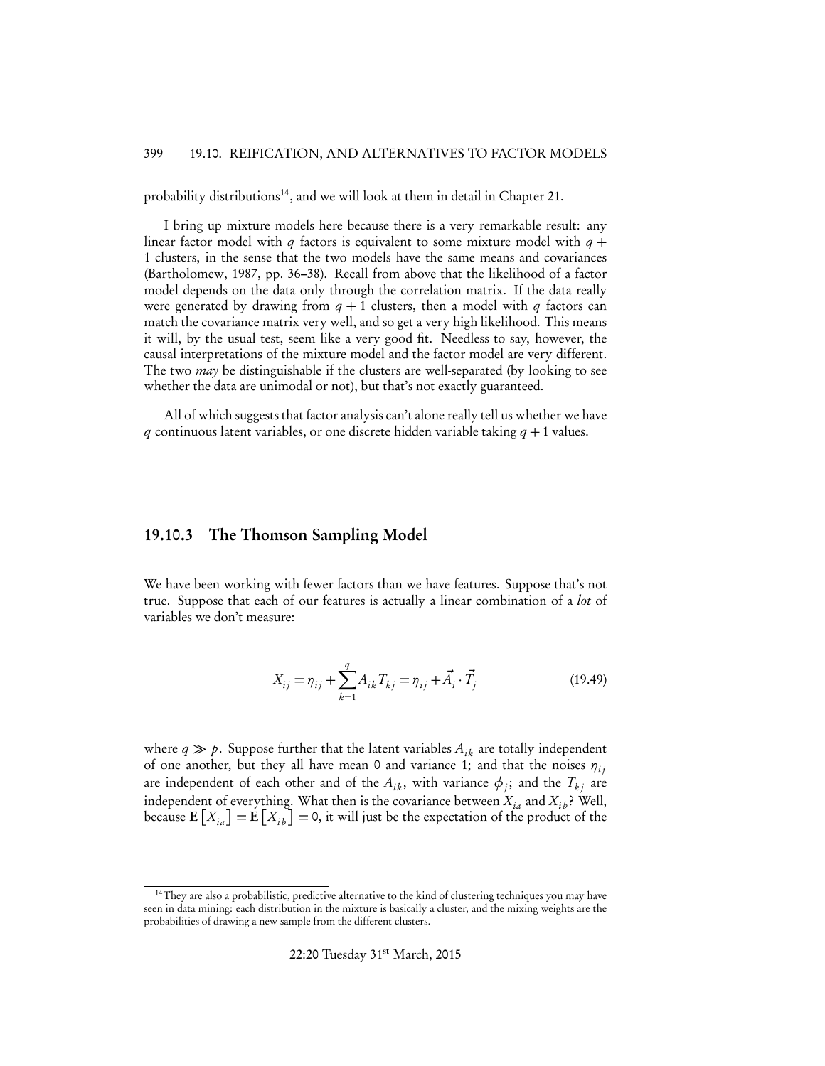probability distributions[14], and we will look at them in detail in Chapter 21.

I bring up mixture models here because there is a very remarkable result: any linear factor model with $q$ factors is equivalent to some mixture model with $q + 1$ clusters, in the sense that the two models have the same means and covariances (Bartholomew, 1987, pp. 36–38). Recall from above that the likelihood of a factor model depends on the data only through the correlation matrix. If the data really were generated by drawing from $q + 1$ clusters, then a model with $q$ factors can match the covariance matrix very well, and so get a very high likelihood. This means it will, by the usual test, seem like a very good fit. Needless to say, however, the causal interpretations of the mixture model and the factor model are very different. The two *may* be distinguishable if the clusters are well-separated (by looking to see whether the data are unimodal or not), but that's not exactly guaranteed.

All of which suggests that factor analysis can't alone really tell us whether we have $q$ continuous latent variables, or one discrete hidden variable taking $q + 1$ values.

### 19.10.3 The Thomson Sampling Model

We have been working with fewer factors than we have features. Suppose that's not true. Suppose that each of our features is actually a linear combination of a *lot* of variables we don't measure:

$$X_{ij} = \eta_{ij} + \sum_{k=1}^{q} A_{ik} T_{kj} = \eta_{ij} + \vec{A}_i \cdot \vec{T}_j \tag{19.49}$$

where $q \gg p$. Suppose further that the latent variables $A_{ik}$ are totally independent of one another, but they all have mean 0 and variance 1; and that the noises $\eta_{ij}$ are independent of each other and of the $A_{ik}$, with variance $\phi_j$; and the $T_{kj}$ are independent of everything. What then is the covariance between $X_{ia}$ and $X_{ib}$? Well, because $\mathbf{E}[X_{ia}] = \mathbf{E}[X_{ib}] = 0$, it will just be the expectation of the product of the

[14] They are also a probabilistic, predictive alternative to the kind of clustering techniques you may have seen in data mining: each distribution in the mixture is basically a cluster, and the mixing weights are the probabilities of drawing a new sample from the different clusters.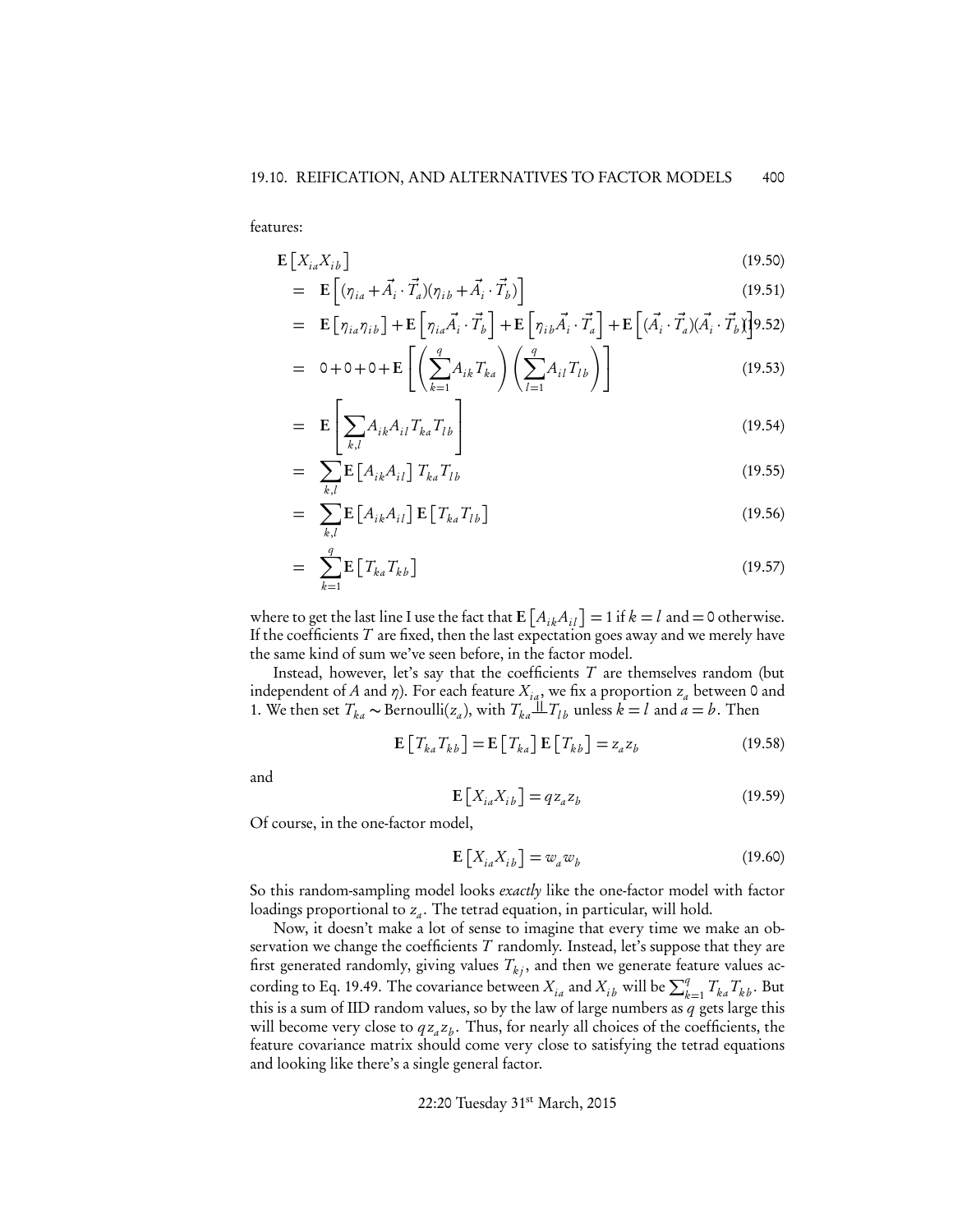features:

$$
\begin{aligned}
& \mathbf{E}\left[X_{ia} X_{ib}\right] && (19.50)\\
&= \mathbf{E}\left[(\eta_{ia} + \vec{A}_i \cdot \vec{T}_a)(\eta_{ib} + \vec{A}_i \cdot \vec{T}_b)\right] && (19.51)\\
&= \mathbf{E}\left[\eta_{ia}\eta_{ib}\right] + \mathbf{E}\left[\eta_{ia}\vec{A}_i \cdot \vec{T}_b\right] + \mathbf{E}\left[\eta_{ib}\vec{A}_i \cdot \vec{T}_a\right] + \mathbf{E}\left[(\vec{A}_i \cdot \vec{T}_a)(\vec{A}_i \cdot \vec{T}_b)\right] && (19.52)\\
&= 0 + 0 + 0 + \mathbf{E}\left[\left(\sum_{k=1}^{q} A_{ik} T_{ka}\right)\left(\sum_{l=1}^{q} A_{il} T_{lb}\right)\right] && (19.53)\\
&= \mathbf{E}\left[\sum_{k,l} A_{ik} A_{il} T_{ka} T_{lb}\right] && (19.54)\\
&= \sum_{k,l} \mathbf{E}\left[A_{ik} A_{il}\right] T_{ka} T_{lb} && (19.55)\\
&= \sum_{k,l} \mathbf{E}\left[A_{ik} A_{il}\right] \mathbf{E}\left[T_{ka} T_{lb}\right] && (19.56)\\
&= \sum_{k=1}^{q} \mathbf{E}\left[T_{ka} T_{kb}\right] && (19.57)
\end{aligned}
$$

where to get the last line I use the fact that $\mathbf{E}\left[A_{ik} A_{il}\right] = 1$ if $k = l$ and $= 0$ otherwise. If the coefficients $T$ are fixed, then the last expectation goes away and we merely have the same kind of sum we've seen before, in the factor model.

Instead, however, let's say that the coefficients $T$ are themselves random (but independent of $A$ and $\eta$). For each feature $X_{ia}$, we fix a proportion $z_a$ between 0 and 1. We then set $T_{ka} \sim \text{Bernoulli}(z_a)$, with $T_{ka} \perp\!\!\!\perp T_{lb}$ unless $k = l$ and $a = b$. Then

$$\mathbf{E}\left[T_{ka} T_{kb}\right] = \mathbf{E}\left[T_{ka}\right] \mathbf{E}\left[T_{kb}\right] = z_a z_b \tag{19.58}$$

and

$$\mathbf{E}\left[X_{ia} X_{ib}\right] = q z_a z_b \tag{19.59}$$

Of course, in the one-factor model,

$$\mathbf{E}\left[X_{ia} X_{ib}\right] = w_a w_b \tag{19.60}$$

So this random-sampling model looks *exactly* like the one-factor model with factor loadings proportional to $z_a$. The tetrad equation, in particular, will hold.

Now, it doesn't make a lot of sense to imagine that every time we make an observation we change the coefficients $T$ randomly. Instead, let's suppose that they are first generated randomly, giving values $T_{kj}$, and then we generate feature values according to Eq. 19.49. The covariance between $X_{ia}$ and $X_{ib}$ will be $\sum_{k=1}^{q} T_{ka} T_{kb}$. But this is a sum of IID random values, so by the law of large numbers as $q$ gets large this will become very close to $q z_a z_b$. Thus, for nearly all choices of the coefficients, the feature covariance matrix should come very close to satisfying the tetrad equations and looking like there's a single general factor.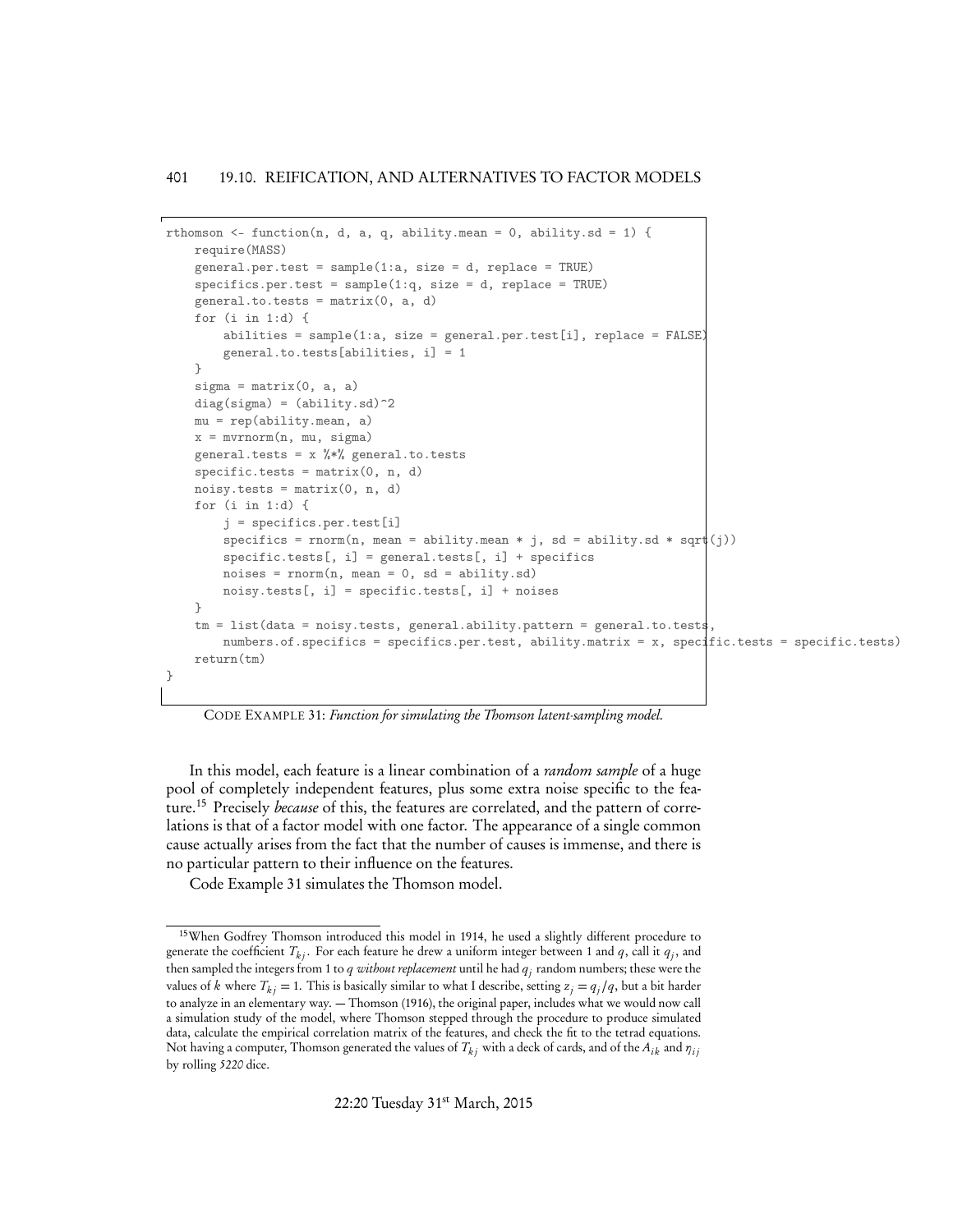```
rthomson <- function(n, d, a, q, ability.mean = 0, ability.sd = 1) {
    require(MASS)
    general.per.test = sample(1:a, size = d, replace = TRUE)
    specifics.per.test = sample(1:q, size = d, replace = TRUE)
    general.to.tests = matrix(0, a, d)
    for (i in 1:d) {
        abilities = sample(1:a, size = general.per.test[i], replace = FALSE)
        general.to.tests[abilities, i] = 1
    }
    sigma = matrix(0, a, a)
    diag(sigma) = (ability.sd)^2
    mu = rep(ability.mean, a)
    x = mvrnorm(n, mu, sigma)
    general.tests = x %*% general.to.tests
    specific.tests = matrix(0, n, d)
    noisy.tests = matrix(0, n, d)
    for (i in 1:d) {
        j = specifics.per.test[i]
        specifics = rnorm(n, mean = ability.mean * j, sd = ability.sd * sqrt(j))
        specific.tests[, i] = general.tests[, i] + specifics
        noises = rnorm(n, mean = 0, sd = ability.sd)
        noisy.tests[, i] = specific.tests[, i] + noises
    }
    tm = list(data = noisy.tests, general.ability.pattern = general.to.tests,
        numbers.of.specifics = specifics.per.test, ability.matrix = x, specific.tests = specific.tests)
    return(tm)
}
```

CODE EXAMPLE 31: *Function for simulating the Thomson latent-sampling model.*

In this model, each feature is a linear combination of a *random sample* of a huge pool of completely independent features, plus some extra noise specific to the feature.[15] Precisely *because* of this, the features are correlated, and the pattern of correlations is that of a factor model with one factor. The appearance of a single common cause actually arises from the fact that the number of causes is immense, and there is no particular pattern to their influence on the features.

Code Example 31 simulates the Thomson model.

---

[15] When Godfrey Thomson introduced this model in 1914, he used a slightly different procedure to generate the coefficient $T_{kj}$. For each feature he drew a uniform integer between 1 and $q$, call it $q_j$, and then sampled the integers from 1 to $q$ *without replacement* until he had $q_j$ random numbers; these were the values of $k$ where $T_{kj} = 1$. This is basically similar to what I describe, setting $z_j = q_j/q$, but a bit harder to analyze in an elementary way. — Thomson (1916), the original paper, includes what we would now call a simulation study of the model, where Thomson stepped through the procedure to produce simulated data, calculate the empirical correlation matrix of the features, and check the fit to the tetrad equations. Not having a computer, Thomson generated the values of $T_{kj}$ with a deck of cards, and of the $A_{ik}$ and $\eta_{ij}$ by rolling *5220* dice.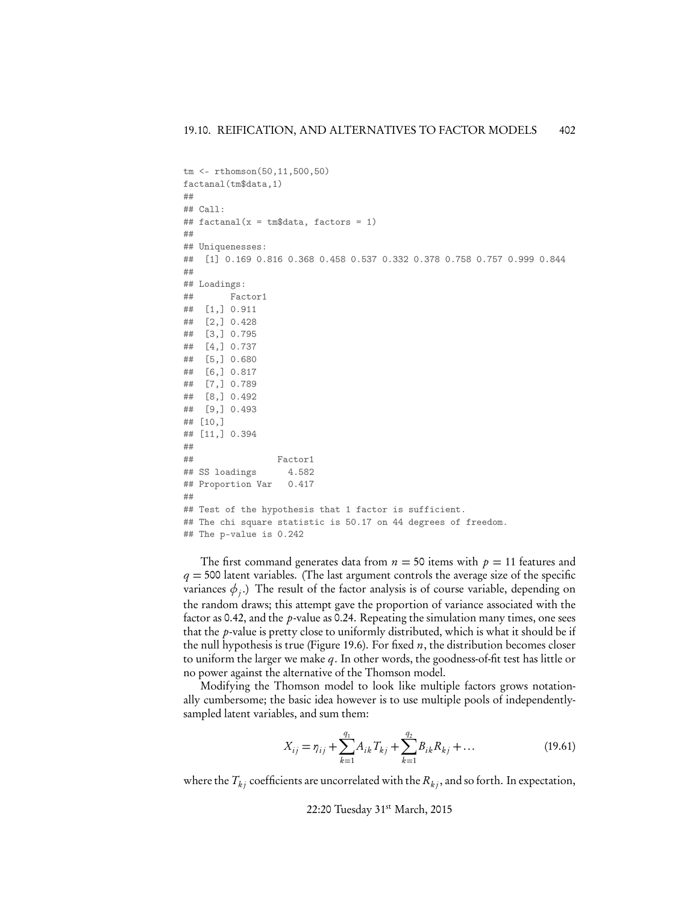```
tm <- rthomson(50,11,500,50)
factanal(tm$data,1)
##
## Call:
## factanal(x = tm$data, factors = 1)
##
## Uniquenesses:
##  [1] 0.169 0.816 0.368 0.458 0.537 0.332 0.378 0.758 0.757 0.999 0.844
##
## Loadings:
##       Factor1
##  [1,] 0.911
##  [2,] 0.428
##  [3,] 0.795
##  [4,] 0.737
##  [5,] 0.680
##  [6,] 0.817
##  [7,] 0.789
##  [8,] 0.492
##  [9,] 0.493
## [10,]
## [11,] 0.394
##
##                Factor1
## SS loadings      4.582
## Proportion Var   0.417
##
## Test of the hypothesis that 1 factor is sufficient.
## The chi square statistic is 50.17 on 44 degrees of freedom.
## The p-value is 0.242
```

The first command generates data from $n = 50$ items with $p = 11$ features and $q = 500$ latent variables. (The last argument controls the average size of the specific variances $\phi_j$.) The result of the factor analysis is of course variable, depending on the random draws; this attempt gave the proportion of variance associated with the factor as 0.42, and the $p$-value as 0.24. Repeating the simulation many times, one sees that the $p$-value is pretty close to uniformly distributed, which is what it should be if the null hypothesis is true (Figure 19.6). For fixed $n$, the distribution becomes closer to uniform the larger we make $q$. In other words, the goodness-of-fit test has little or no power against the alternative of the Thomson model.

Modifying the Thomson model to look like multiple factors grows notationally cumbersome; the basic idea however is to use multiple pools of independently-sampled latent variables, and sum them:

$$X_{ij} = \eta_{ij} + \sum_{k=1}^{q_1} A_{ik} T_{kj} + \sum_{k=1}^{q_2} B_{ik} R_{kj} + \ldots \tag{19.61}$$

where the $T_{kj}$ coefficients are uncorrelated with the $R_{kj}$, and so forth. In expectation,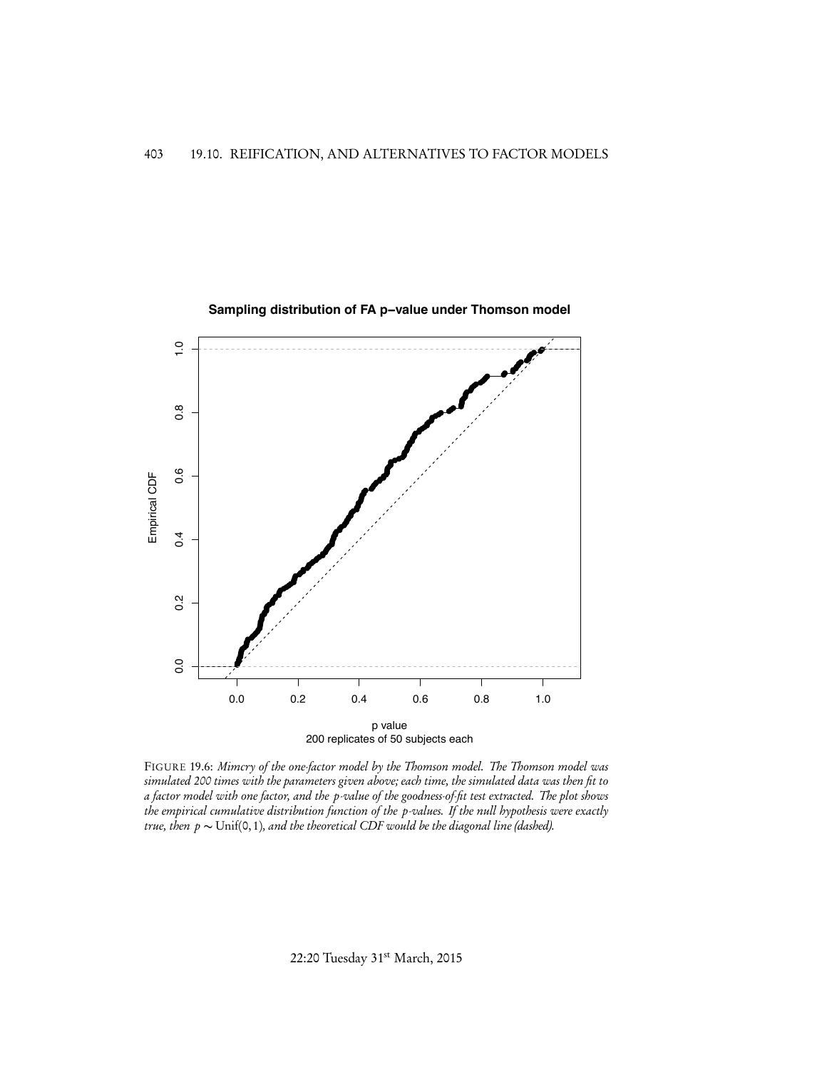FIGURE 19.6: *Mimcry of the one-factor model by the Thomson model. The Thomson model was simulated 200 times with the parameters given above; each time, the simulated data was then fit to a factor model with one factor, and the p-value of the goodness-of-fit test extracted. The plot shows the empirical cumulative distribution function of the p-values. If the null hypothesis were exactly true, then $p \sim \text{Unif}(0,1)$, and the theoretical CDF would be the diagonal line (dashed).*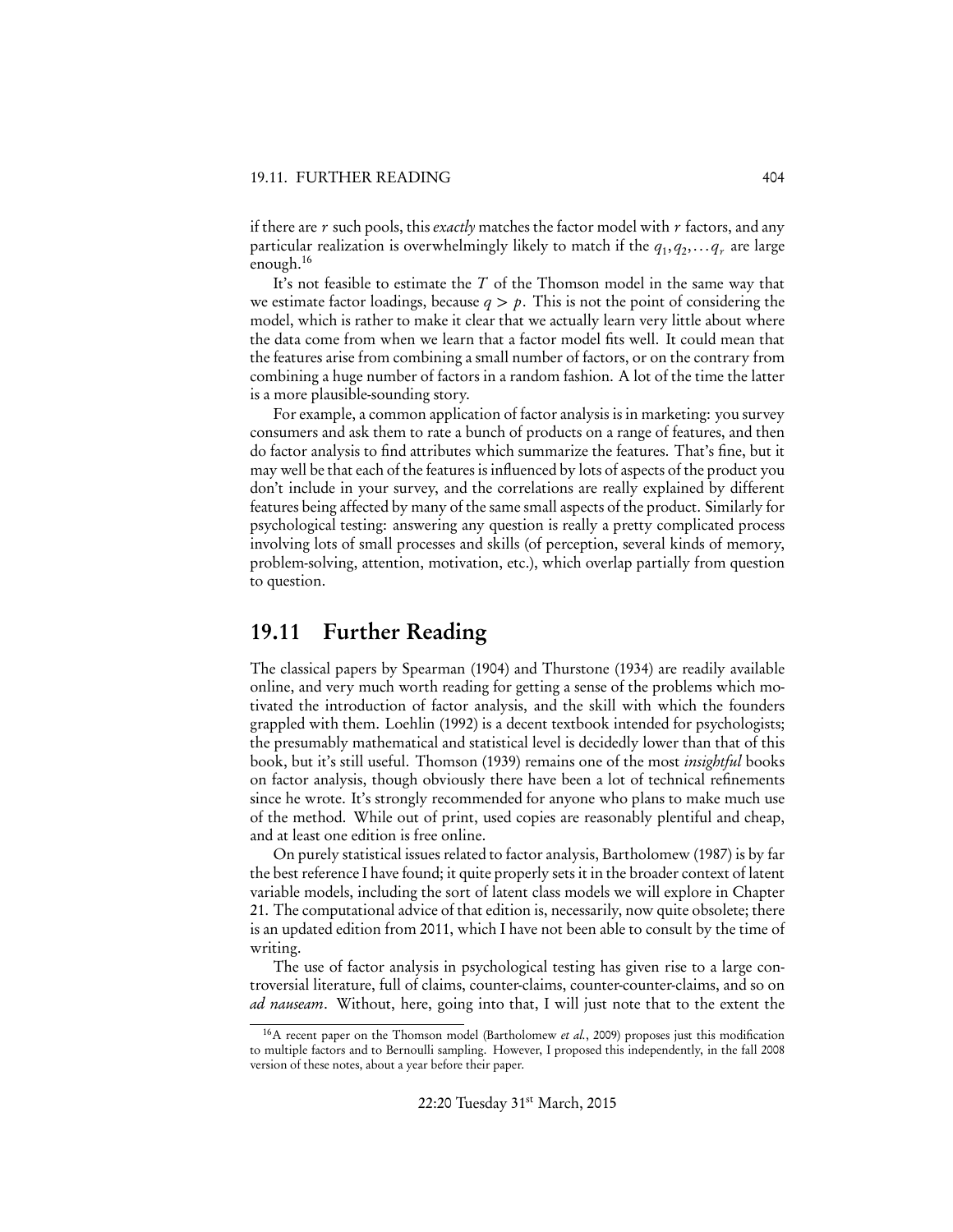if there are $r$ such pools, this *exactly* matches the factor model with $r$ factors, and any particular realization is overwhelmingly likely to match if the $q_1, q_2, \ldots q_r$ are large enough.[16]

It's not feasible to estimate the $T$ of the Thomson model in the same way that we estimate factor loadings, because $q > p$. This is not the point of considering the model, which is rather to make it clear that we actually learn very little about where the data come from when we learn that a factor model fits well. It could mean that the features arise from combining a small number of factors, or on the contrary from combining a huge number of factors in a random fashion. A lot of the time the latter is a more plausible-sounding story.

For example, a common application of factor analysis is in marketing: you survey consumers and ask them to rate a bunch of products on a range of features, and then do factor analysis to find attributes which summarize the features. That's fine, but it may well be that each of the features is influenced by lots of aspects of the product you don't include in your survey, and the correlations are really explained by different features being affected by many of the same small aspects of the product. Similarly for psychological testing: answering any question is really a pretty complicated process involving lots of small processes and skills (of perception, several kinds of memory, problem-solving, attention, motivation, etc.), which overlap partially from question to question.

## 19.11 Further Reading

The classical papers by Spearman (1904) and Thurstone (1934) are readily available online, and very much worth reading for getting a sense of the problems which motivated the introduction of factor analysis, and the skill with which the founders grappled with them. Loehlin (1992) is a decent textbook intended for psychologists; the presumably mathematical and statistical level is decidedly lower than that of this book, but it's still useful. Thomson (1939) remains one of the most *insightful* books on factor analysis, though obviously there have been a lot of technical refinements since he wrote. It's strongly recommended for anyone who plans to make much use of the method. While out of print, used copies are reasonably plentiful and cheap, and at least one edition is free online.

On purely statistical issues related to factor analysis, Bartholomew (1987) is by far the best reference I have found; it quite properly sets it in the broader context of latent variable models, including the sort of latent class models we will explore in Chapter 21. The computational advice of that edition is, necessarily, now quite obsolete; there is an updated edition from 2011, which I have not been able to consult by the time of writing.

The use of factor analysis in psychological testing has given rise to a large controversial literature, full of claims, counter-claims, counter-counter-claims, and so on *ad nauseam*. Without, here, going into that, I will just note that to the extent the

[16] A recent paper on the Thomson model (Bartholomew *et al.*, 2009) proposes just this modification to multiple factors and to Bernoulli sampling. However, I proposed this independently, in the fall 2008 version of these notes, about a year before their paper.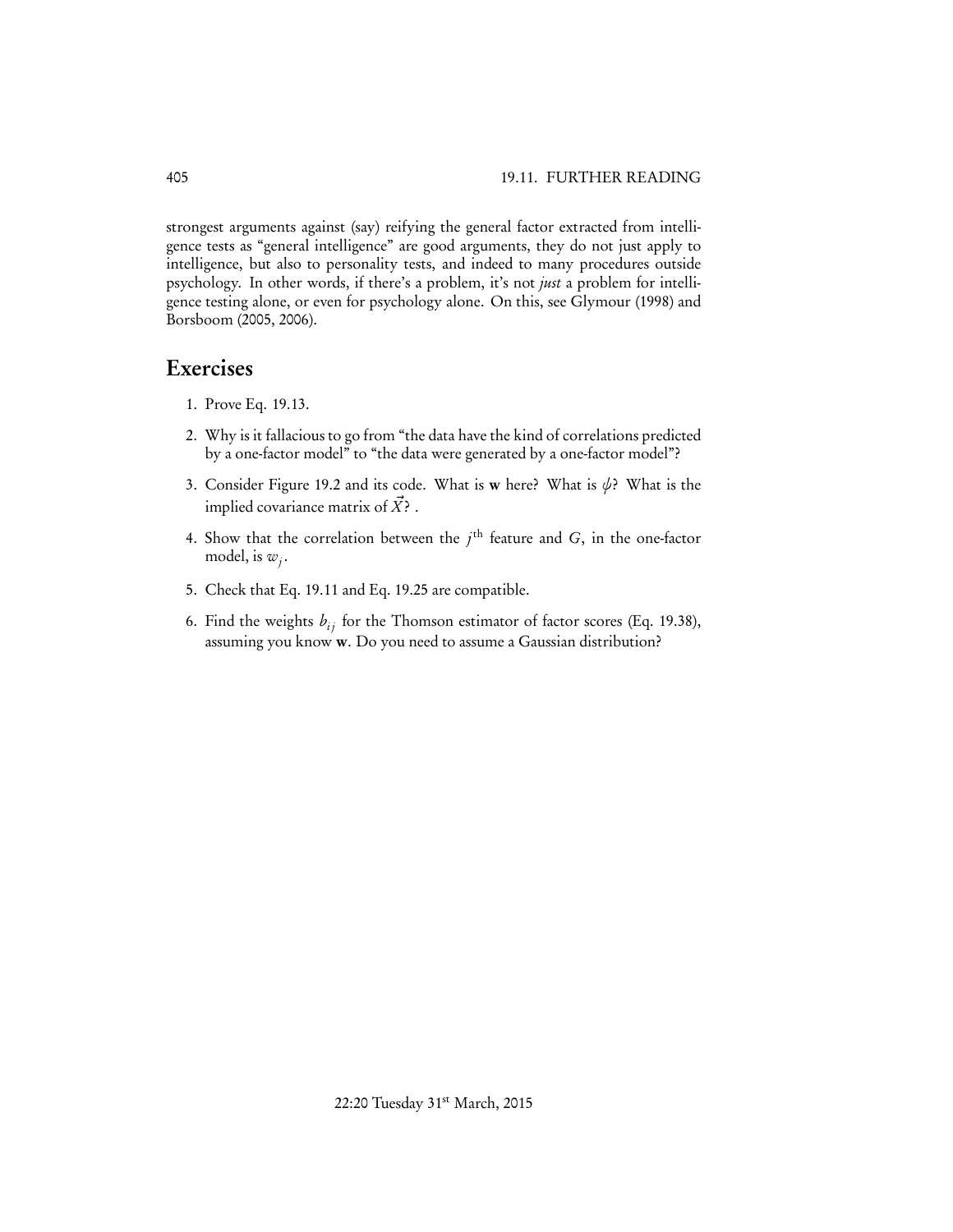strongest arguments against (say) reifying the general factor extracted from intelligence tests as "general intelligence" are good arguments, they do not just apply to intelligence, but also to personality tests, and indeed to many procedures outside psychology. In other words, if there's a problem, it's not *just* a problem for intelligence testing alone, or even for psychology alone. On this, see Glymour (1998) and Borsboom (2005, 2006).

## Exercises

1. Prove Eq. 19.13.
2. Why is it fallacious to go from "the data have the kind of correlations predicted by a one-factor model" to "the data were generated by a one-factor model"?
3. Consider Figure 19.2 and its code. What is $\mathbf{w}$ here? What is $\psi$? What is the implied covariance matrix of $\vec{X}$? .
4. Show that the correlation between the $j^{\text{th}}$ feature and $G$, in the one-factor model, is $w_j$.
5. Check that Eq. 19.11 and Eq. 19.25 are compatible.
6. Find the weights $b_{ij}$ for the Thomson estimator of factor scores (Eq. 19.38), assuming you know $\mathbf{w}$. Do you need to assume a Gaussian distribution?